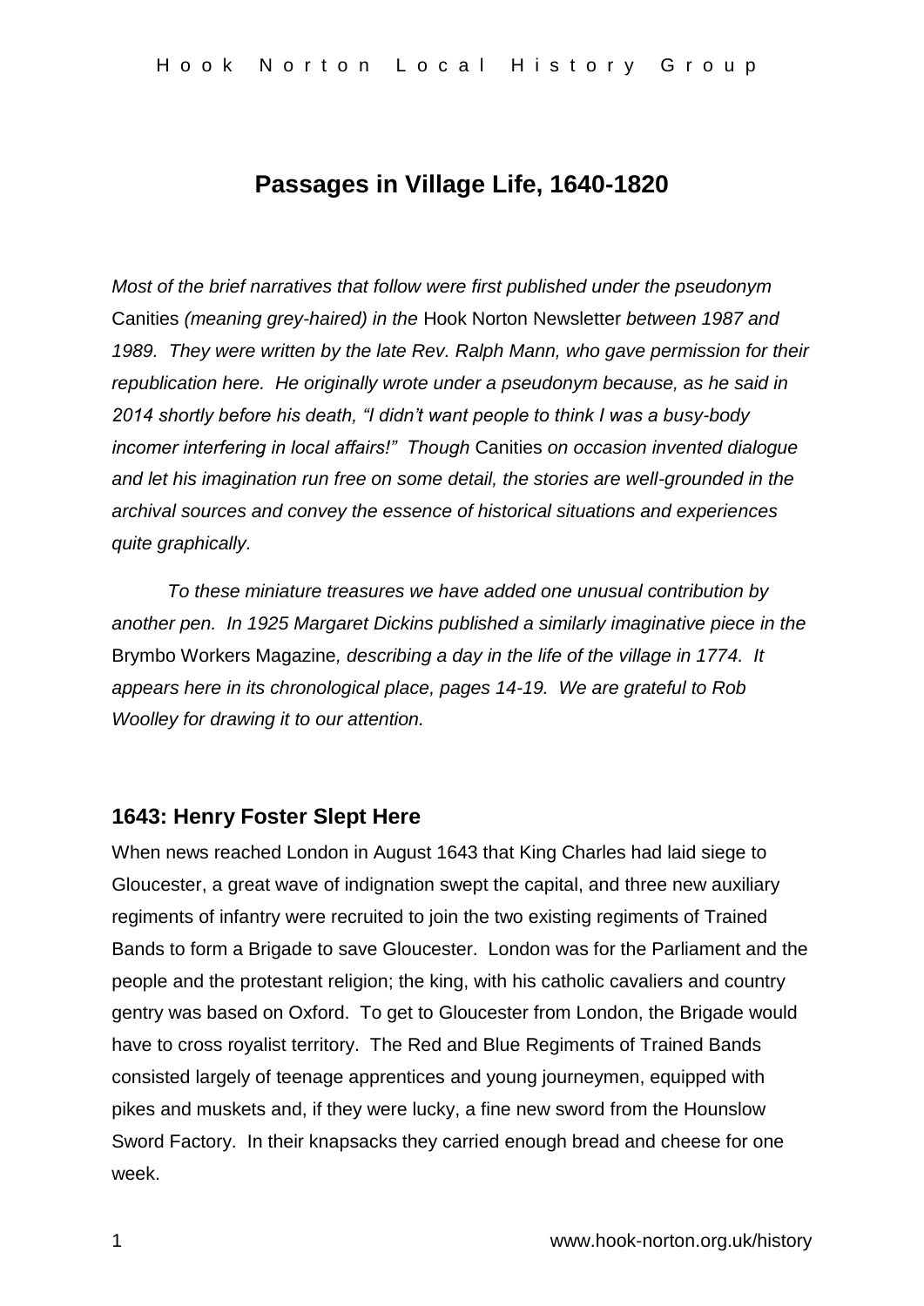# Passages in Village Life, 1640-1820

*Most of the brief narratives that follow were first published under the pseudonym* Canities *(meaning grey-haired) in the* Hook Norton Newsletter *between 1987 and 1989. They were written by the late Rev. Ralph Mann, who gave permission for their republication here. He originally wrote under a pseudonym because, as he said in 2014 shortly before his death, "I didn't want people to think I was a busy-body incomer interfering in local affairs!" Though* Canities *on occasion invented dialogue and let his imagination run free on some detail, the stories are well-grounded in the archival sources and convey the essence of historical situations and experiences quite graphically.*

*To these miniature treasures we have added one unusual contribution by another pen. In 1925 Margaret Dickins published a similarly imaginative piece in the* Brymbo Workers Magazine*, describing a day in the life of the village in 1774. It appears here in its chronological place, pages 14-19. We are grateful to Rob Woolley for drawing it to our attention.*

## 1643: Henry Foster Slept Here

When news reached London in August 1643 that King Charles had laid siege to Gloucester, a great wave of indignation swept the capital, and three new auxiliary regiments of infantry were recruited to join the two existing regiments of Trained Bands to form a Brigade to save Gloucester. London was for the Parliament and the people and the protestant religion; the king, with his catholic cavaliers and country gentry was based on Oxford. To get to Gloucester from London, the Brigade would have to cross royalist territory. The Red and Blue Regiments of Trained Bands consisted largely of teenage apprentices and young journeymen, equipped with pikes and muskets and, if they were lucky, a fine new sword from the Hounslow Sword Factory. In their knapsacks they carried enough bread and cheese for one week.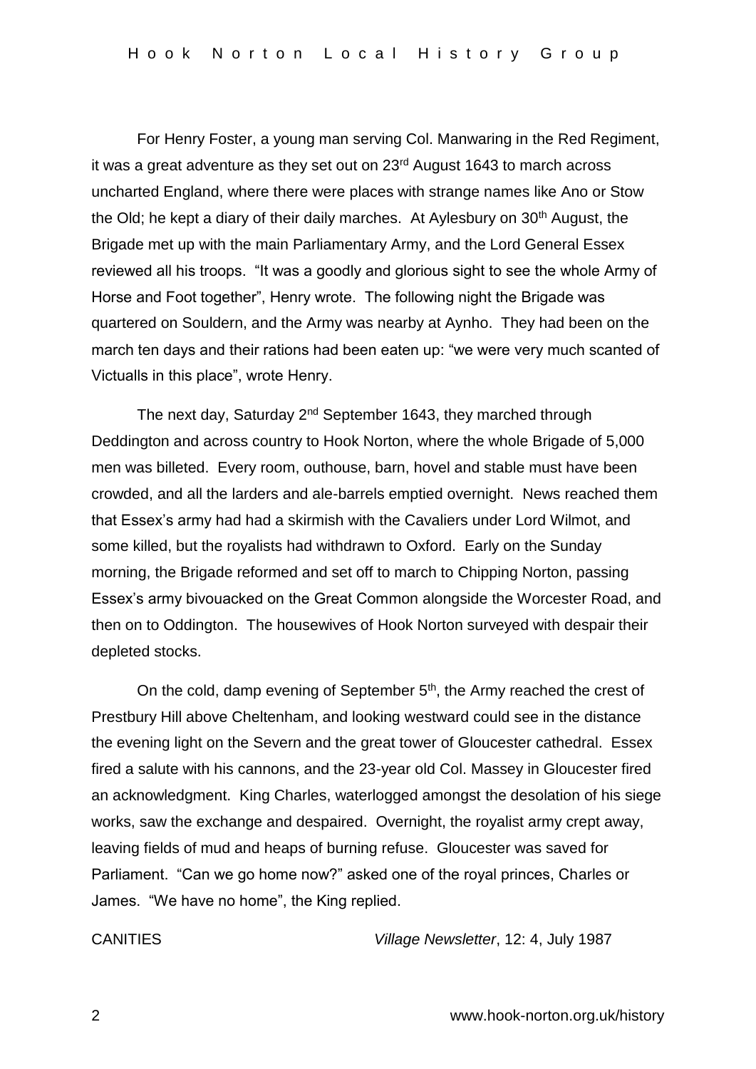For Henry Foster, a young man serving Col. Manwaring in the Red Regiment, it was a great adventure as they set out on 23rd August 1643 to march across uncharted England, where there were places with strange names like Ano or Stow the Old; he kept a diary of their daily marches. At Aylesbury on 30th August, the Brigade met up with the main Parliamentary Army, and the Lord General Essex reviewed all his troops. "It was a goodly and glorious sight to see the whole Army of Horse and Foot together", Henry wrote. The following night the Brigade was quartered on Souldern, and the Army was nearby at Aynho. They had been on the march ten days and their rations had been eaten up: "we were very much scanted of Victualls in this place", wrote Henry.

The next day, Saturday 2nd September 1643, they marched through Deddington and across country to Hook Norton, where the whole Brigade of 5,000 men was billeted. Every room, outhouse, barn, hovel and stable must have been crowded, and all the larders and ale-barrels emptied overnight. News reached them that Essex's army had had a skirmish with the Cavaliers under Lord Wilmot, and some killed, but the royalists had withdrawn to Oxford. Early on the Sunday morning, the Brigade reformed and set off to march to Chipping Norton, passing Essex's army bivouacked on the Great Common alongside the Worcester Road, and then on to Oddington. The housewives of Hook Norton surveyed with despair their depleted stocks.

On the cold, damp evening of September 5th, the Army reached the crest of Prestbury Hill above Cheltenham, and looking westward could see in the distance the evening light on the Severn and the great tower of Gloucester cathedral. Essex fired a salute with his cannons, and the 23-year old Col. Massey in Gloucester fired an acknowledgment. King Charles, waterlogged amongst the desolation of his siege works, saw the exchange and despaired. Overnight, the royalist army crept away, leaving fields of mud and heaps of burning refuse. Gloucester was saved for Parliament. "Can we go home now?" asked one of the royal princes, Charles or James. "We have no home", the King replied.

CANITIES *Village Newsletter*, 12: 4, July 1987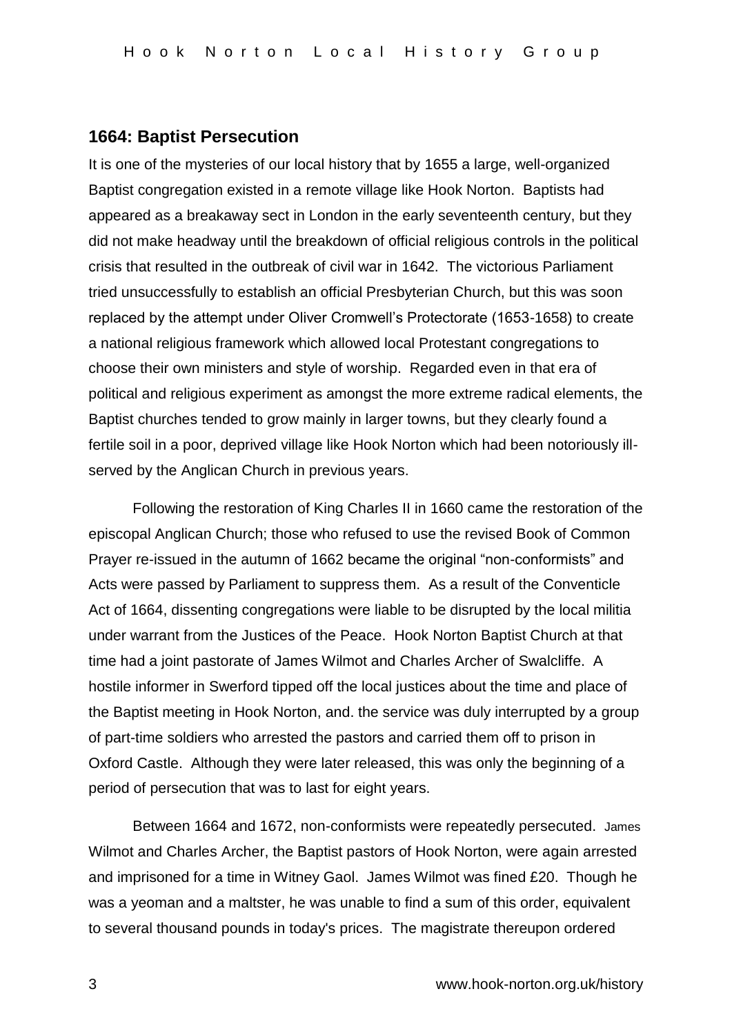## 1664: Baptist Persecution

It is one of the mysteries of our local history that by 1655 a large, well-organized Baptist congregation existed in a remote village like Hook Norton. Baptists had appeared as a breakaway sect in London in the early seventeenth century, but they did not make headway until the breakdown of official religious controls in the political crisis that resulted in the outbreak of civil war in 1642. The victorious Parliament tried unsuccessfully to establish an official Presbyterian Church, but this was soon replaced by the attempt under Oliver Cromwell's Protectorate (1653-1658) to create a national religious framework which allowed local Protestant congregations to choose their own ministers and style of worship. Regarded even in that era of political and religious experiment as amongst the more extreme radical elements, the Baptist churches tended to grow mainly in larger towns, but they clearly found a fertile soil in a poor, deprived village like Hook Norton which had been notoriously ill-served by the Anglican Church in previous years.

Following the restoration of King Charles II in 1660 came the restoration of the episcopal Anglican Church; those who refused to use the revised Book of Common Prayer re-issued in the autumn of 1662 became the original "non-conformists" and Acts were passed by Parliament to suppress them. As a result of the Conventicle Act of 1664, dissenting congregations were liable to be disrupted by the local militia under warrant from the Justices of the Peace. Hook Norton Baptist Church at that time had a joint pastorate of James Wilmot and Charles Archer of Swalcliffe. A hostile informer in Swerford tipped off the local justices about the time and place of the Baptist meeting in Hook Norton, and. the service was duly interrupted by a group of part-time soldiers who arrested the pastors and carried them off to prison in Oxford Castle. Although they were later released, this was only the beginning of a period of persecution that was to last for eight years.

Between 1664 and 1672, non-conformists were repeatedly persecuted. James Wilmot and Charles Archer, the Baptist pastors of Hook Norton, were again arrested and imprisoned for a time in Witney Gaol. James Wilmot was fined £20. Though he was a yeoman and a maltster, he was unable to find a sum of this order, equivalent to several thousand pounds in today's prices. The magistrate thereupon ordered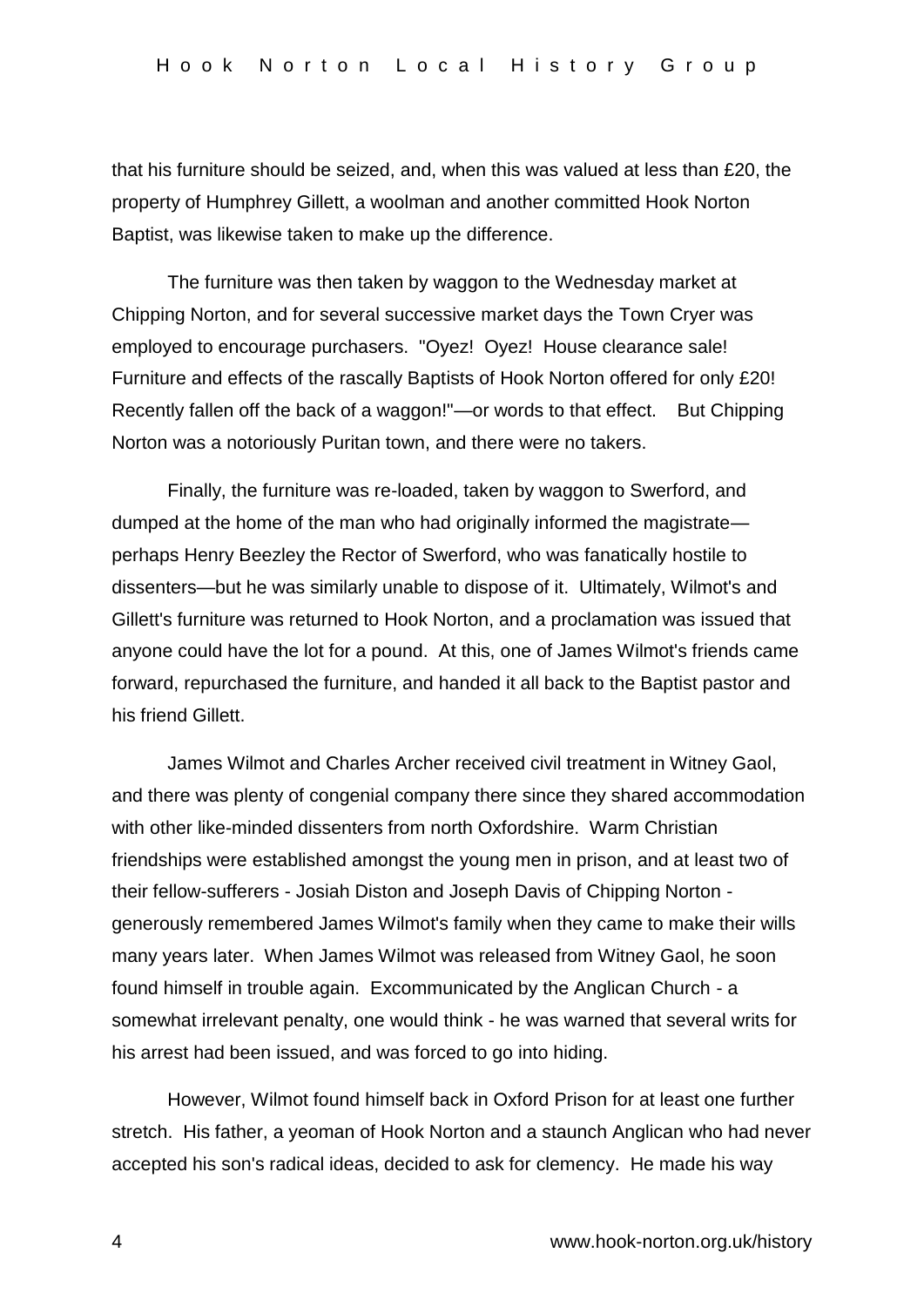that his furniture should be seized, and, when this was valued at less than £20, the property of Humphrey Gillett, a woolman and another committed Hook Norton Baptist, was likewise taken to make up the difference.

The furniture was then taken by waggon to the Wednesday market at Chipping Norton, and for several successive market days the Town Cryer was employed to encourage purchasers. "Oyez! Oyez! House clearance sale! Furniture and effects of the rascally Baptists of Hook Norton offered for only £20! Recently fallen off the back of a waggon!"—or words to that effect. But Chipping Norton was a notoriously Puritan town, and there were no takers.

Finally, the furniture was re-loaded, taken by waggon to Swerford, and dumped at the home of the man who had originally informed the magistrate—perhaps Henry Beezley the Rector of Swerford, who was fanatically hostile to dissenters—but he was similarly unable to dispose of it. Ultimately, Wilmot's and Gillett's furniture was returned to Hook Norton, and a proclamation was issued that anyone could have the lot for a pound. At this, one of James Wilmot's friends came forward, repurchased the furniture, and handed it all back to the Baptist pastor and his friend Gillett.

James Wilmot and Charles Archer received civil treatment in Witney Gaol, and there was plenty of congenial company there since they shared accommodation with other like-minded dissenters from north Oxfordshire. Warm Christian friendships were established amongst the young men in prison, and at least two of their fellow-sufferers - Josiah Diston and Joseph Davis of Chipping Norton - generously remembered James Wilmot's family when they came to make their wills many years later. When James Wilmot was released from Witney Gaol, he soon found himself in trouble again. Excommunicated by the Anglican Church - a somewhat irrelevant penalty, one would think - he was warned that several writs for his arrest had been issued, and was forced to go into hiding.

However, Wilmot found himself back in Oxford Prison for at least one further stretch. His father, a yeoman of Hook Norton and a staunch Anglican who had never accepted his son's radical ideas, decided to ask for clemency. He made his way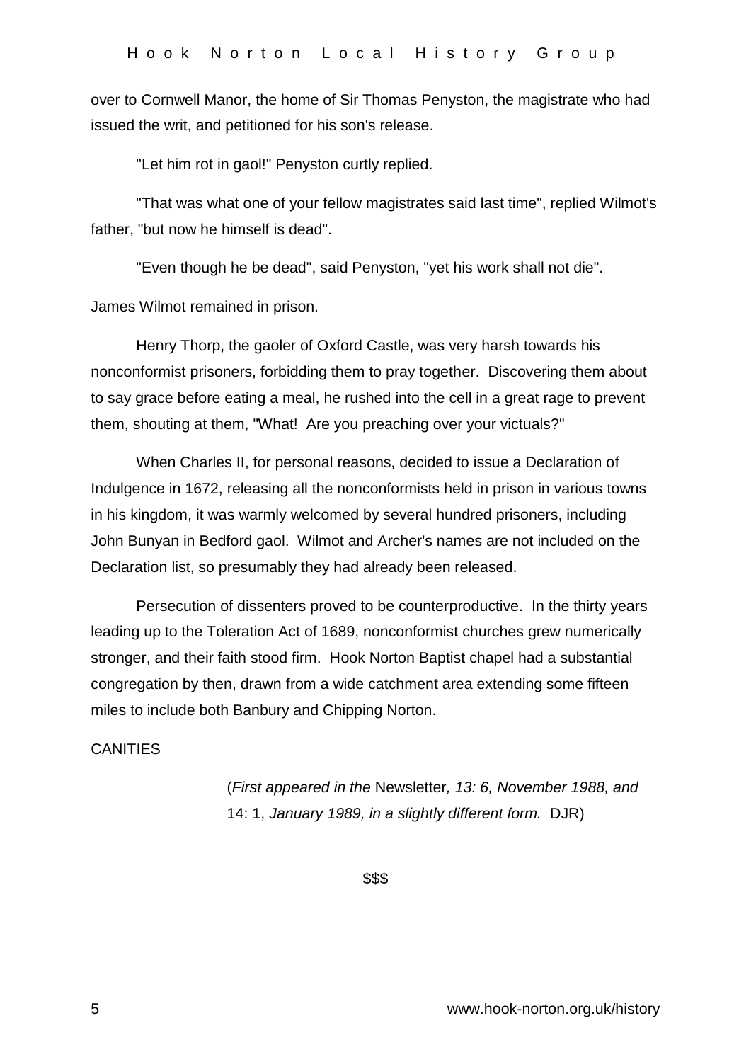over to Cornwell Manor, the home of Sir Thomas Penyston, the magistrate who had issued the writ, and petitioned for his son's release.

"Let him rot in gaol!" Penyston curtly replied.

"That was what one of your fellow magistrates said last time", replied Wilmot's father, "but now he himself is dead".

"Even though he be dead", said Penyston, "yet his work shall not die".

James Wilmot remained in prison.

Henry Thorp, the gaoler of Oxford Castle, was very harsh towards his nonconformist prisoners, forbidding them to pray together. Discovering them about to say grace before eating a meal, he rushed into the cell in a great rage to prevent them, shouting at them, "What! Are you preaching over your victuals?"

When Charles II, for personal reasons, decided to issue a Declaration of Indulgence in 1672, releasing all the nonconformists held in prison in various towns in his kingdom, it was warmly welcomed by several hundred prisoners, including John Bunyan in Bedford gaol. Wilmot and Archer's names are not included on the Declaration list, so presumably they had already been released.

Persecution of dissenters proved to be counterproductive. In the thirty years leading up to the Toleration Act of 1689, nonconformist churches grew numerically stronger, and their faith stood firm. Hook Norton Baptist chapel had a substantial congregation by then, drawn from a wide catchment area extending some fifteen miles to include both Banbury and Chipping Norton.

CANITIES

(*First appeared in the* Newsletter*, 13: 6, November 1988, and* 14: 1, *January 1989, in a slightly different form.* DJR)

$$$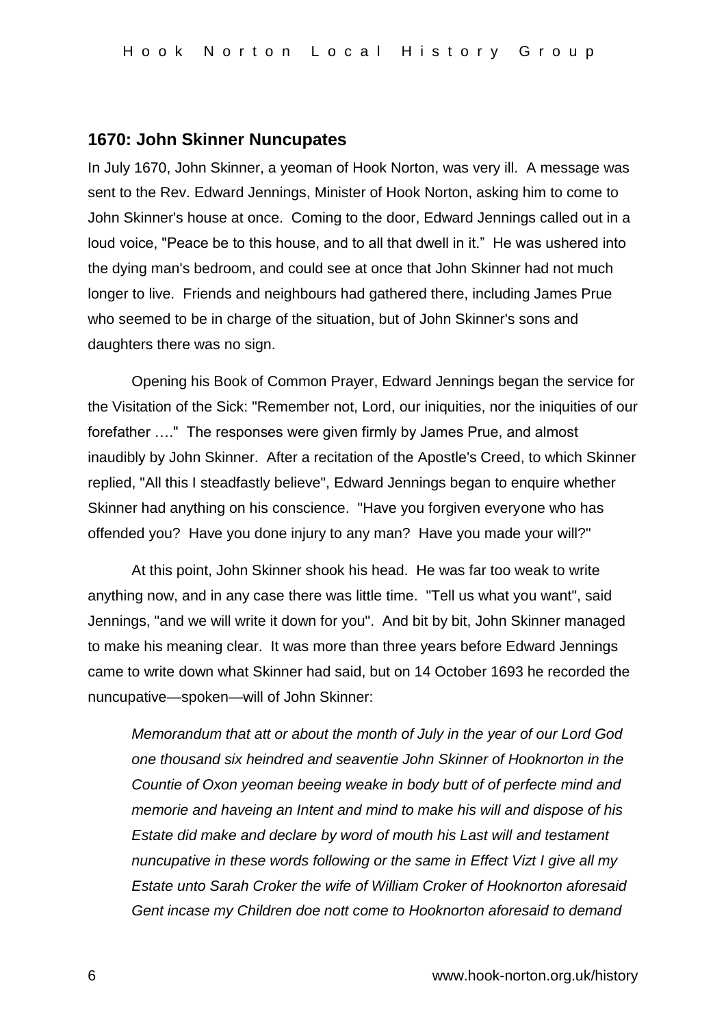## 1670: John Skinner Nuncupates

In July 1670, John Skinner, a yeoman of Hook Norton, was very ill. A message was sent to the Rev. Edward Jennings, Minister of Hook Norton, asking him to come to John Skinner's house at once. Coming to the door, Edward Jennings called out in a loud voice, "Peace be to this house, and to all that dwell in it." He was ushered into the dying man's bedroom, and could see at once that John Skinner had not much longer to live. Friends and neighbours had gathered there, including James Prue who seemed to be in charge of the situation, but of John Skinner's sons and daughters there was no sign.

Opening his Book of Common Prayer, Edward Jennings began the service for the Visitation of the Sick: "Remember not, Lord, our iniquities, nor the iniquities of our forefather …." The responses were given firmly by James Prue, and almost inaudibly by John Skinner. After a recitation of the Apostle's Creed, to which Skinner replied, "All this I steadfastly believe", Edward Jennings began to enquire whether Skinner had anything on his conscience. "Have you forgiven everyone who has offended you? Have you done injury to any man? Have you made your will?"

At this point, John Skinner shook his head. He was far too weak to write anything now, and in any case there was little time. "Tell us what you want", said Jennings, "and we will write it down for you". And bit by bit, John Skinner managed to make his meaning clear. It was more than three years before Edward Jennings came to write down what Skinner had said, but on 14 October 1693 he recorded the nuncupative—spoken—will of John Skinner:

> *Memorandum that att or about the month of July in the year of our Lord God one thousand six heindred and seaventie John Skinner of Hooknorton in the Countie of Oxon yeoman beeing weake in body butt of of perfecte mind and memorie and haveing an Intent and mind to make his will and dispose of his Estate did make and declare by word of mouth his Last will and testament nuncupative in these words following or the same in Effect Vizt I give all my Estate unto Sarah Croker the wife of William Croker of Hooknorton aforesaid Gent incase my Children doe nott come to Hooknorton aforesaid to demand*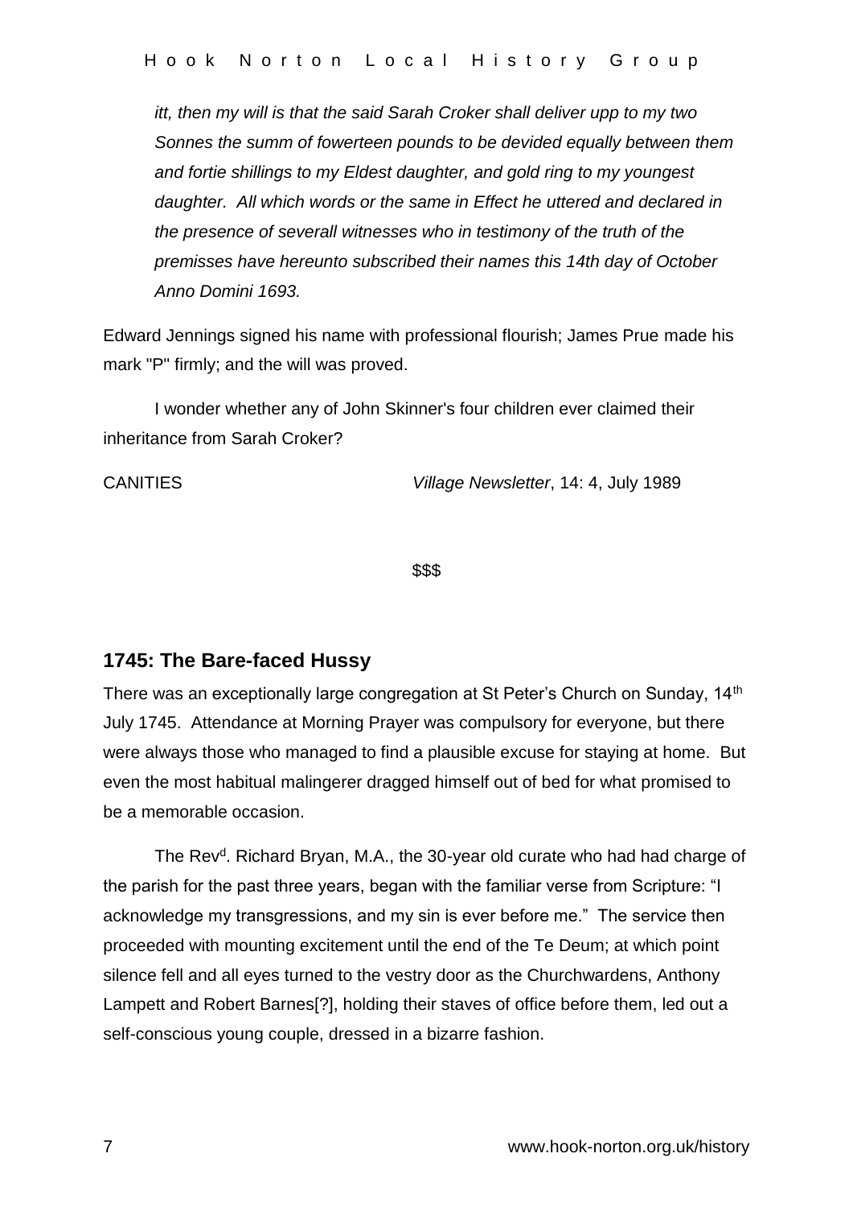*itt, then my will is that the said Sarah Croker shall deliver upp to my two Sonnes the summ of fowerteen pounds to be devided equally between them and fortie shillings to my Eldest daughter, and gold ring to my youngest daughter. All which words or the same in Effect he uttered and declared in the presence of severall witnesses who in testimony of the truth of the premisses have hereunto subscribed their names this 14th day of October Anno Domini 1693.*

Edward Jennings signed his name with professional flourish; James Prue made his mark "P" firmly; and the will was proved.

I wonder whether any of John Skinner's four children ever claimed their inheritance from Sarah Croker?

CANITIES *Village Newsletter*, 14: 4, July 1989

$$$

## 1745: The Bare-faced Hussy

There was an exceptionally large congregation at St Peter's Church on Sunday, 14th July 1745. Attendance at Morning Prayer was compulsory for everyone, but there were always those who managed to find a plausible excuse for staying at home. But even the most habitual malingerer dragged himself out of bed for what promised to be a memorable occasion.

The Revd. Richard Bryan, M.A., the 30-year old curate who had had charge of the parish for the past three years, began with the familiar verse from Scripture: "I acknowledge my transgressions, and my sin is ever before me." The service then proceeded with mounting excitement until the end of the Te Deum; at which point silence fell and all eyes turned to the vestry door as the Churchwardens, Anthony Lampett and Robert Barnes[?], holding their staves of office before them, led out a self-conscious young couple, dressed in a bizarre fashion.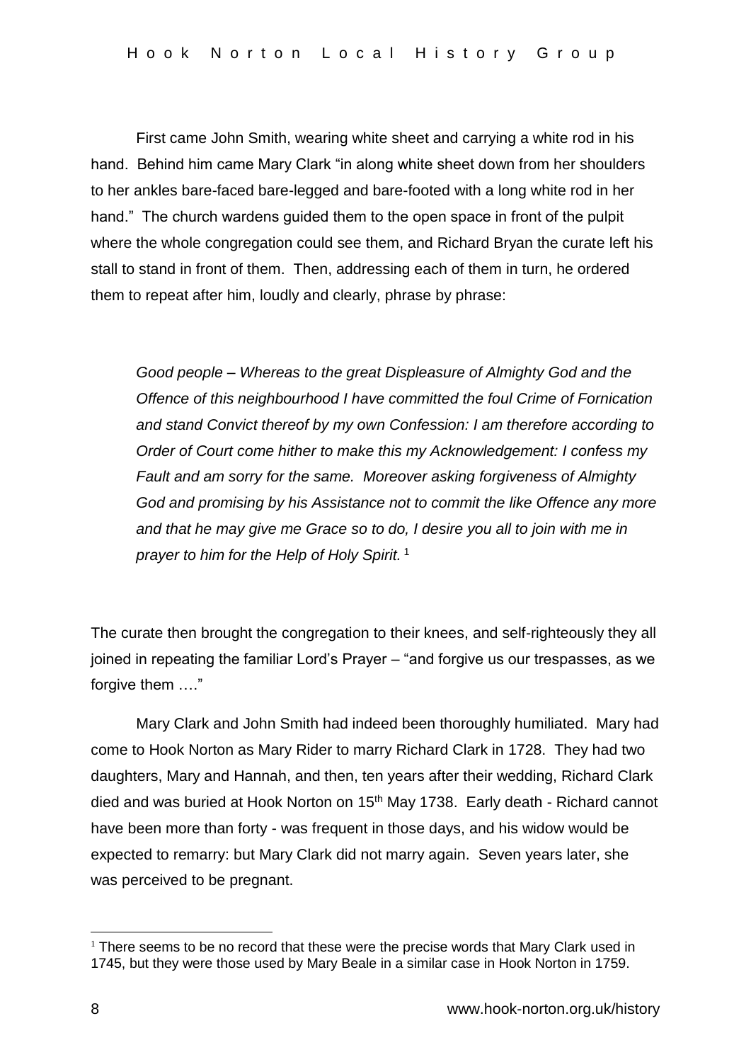First came John Smith, wearing white sheet and carrying a white rod in his hand. Behind him came Mary Clark "in along white sheet down from her shoulders to her ankles bare-faced bare-legged and bare-footed with a long white rod in her hand." The church wardens guided them to the open space in front of the pulpit where the whole congregation could see them, and Richard Bryan the curate left his stall to stand in front of them. Then, addressing each of them in turn, he ordered them to repeat after him, loudly and clearly, phrase by phrase:

> *Good people – Whereas to the great Displeasure of Almighty God and the Offence of this neighbourhood I have committed the foul Crime of Fornication and stand Convict thereof by my own Confession: I am therefore according to Order of Court come hither to make this my Acknowledgement: I confess my Fault and am sorry for the same. Moreover asking forgiveness of Almighty God and promising by his Assistance not to commit the like Offence any more and that he may give me Grace so to do, I desire you all to join with me in prayer to him for the Help of Holy Spirit.* [1]

The curate then brought the congregation to their knees, and self-righteously they all joined in repeating the familiar Lord's Prayer – "and forgive us our trespasses, as we forgive them …."

Mary Clark and John Smith had indeed been thoroughly humiliated. Mary had come to Hook Norton as Mary Rider to marry Richard Clark in 1728. They had two daughters, Mary and Hannah, and then, ten years after their wedding, Richard Clark died and was buried at Hook Norton on 15th May 1738. Early death - Richard cannot have been more than forty - was frequent in those days, and his widow would be expected to remarry: but Mary Clark did not marry again. Seven years later, she was perceived to be pregnant.

[1] There seems to be no record that these were the precise words that Mary Clark used in 1745, but they were those used by Mary Beale in a similar case in Hook Norton in 1759.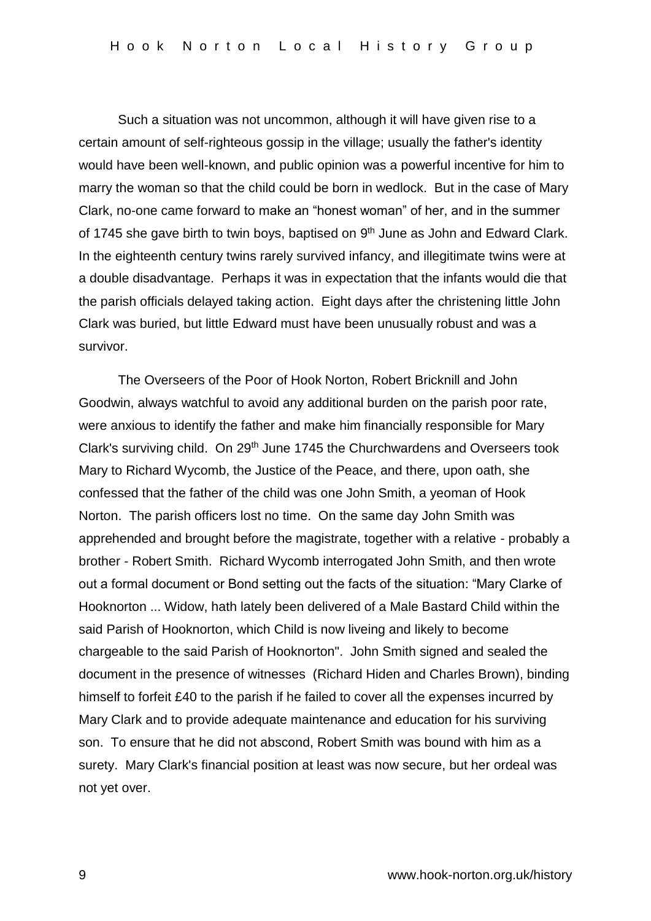Such a situation was not uncommon, although it will have given rise to a certain amount of self-righteous gossip in the village; usually the father's identity would have been well-known, and public opinion was a powerful incentive for him to marry the woman so that the child could be born in wedlock. But in the case of Mary Clark, no-one came forward to make an "honest woman" of her, and in the summer of 1745 she gave birth to twin boys, baptised on 9th June as John and Edward Clark. In the eighteenth century twins rarely survived infancy, and illegitimate twins were at a double disadvantage. Perhaps it was in expectation that the infants would die that the parish officials delayed taking action. Eight days after the christening little John Clark was buried, but little Edward must have been unusually robust and was a survivor.

The Overseers of the Poor of Hook Norton, Robert Bricknill and John Goodwin, always watchful to avoid any additional burden on the parish poor rate, were anxious to identify the father and make him financially responsible for Mary Clark's surviving child. On 29th June 1745 the Churchwardens and Overseers took Mary to Richard Wycomb, the Justice of the Peace, and there, upon oath, she confessed that the father of the child was one John Smith, a yeoman of Hook Norton. The parish officers lost no time. On the same day John Smith was apprehended and brought before the magistrate, together with a relative - probably a brother - Robert Smith. Richard Wycomb interrogated John Smith, and then wrote out a formal document or Bond setting out the facts of the situation: "Mary Clarke of Hooknorton ... Widow, hath lately been delivered of a Male Bastard Child within the said Parish of Hooknorton, which Child is now liveing and likely to become chargeable to the said Parish of Hooknorton". John Smith signed and sealed the document in the presence of witnesses (Richard Hiden and Charles Brown), binding himself to forfeit £40 to the parish if he failed to cover all the expenses incurred by Mary Clark and to provide adequate maintenance and education for his surviving son. To ensure that he did not abscond, Robert Smith was bound with him as a surety. Mary Clark's financial position at least was now secure, but her ordeal was not yet over.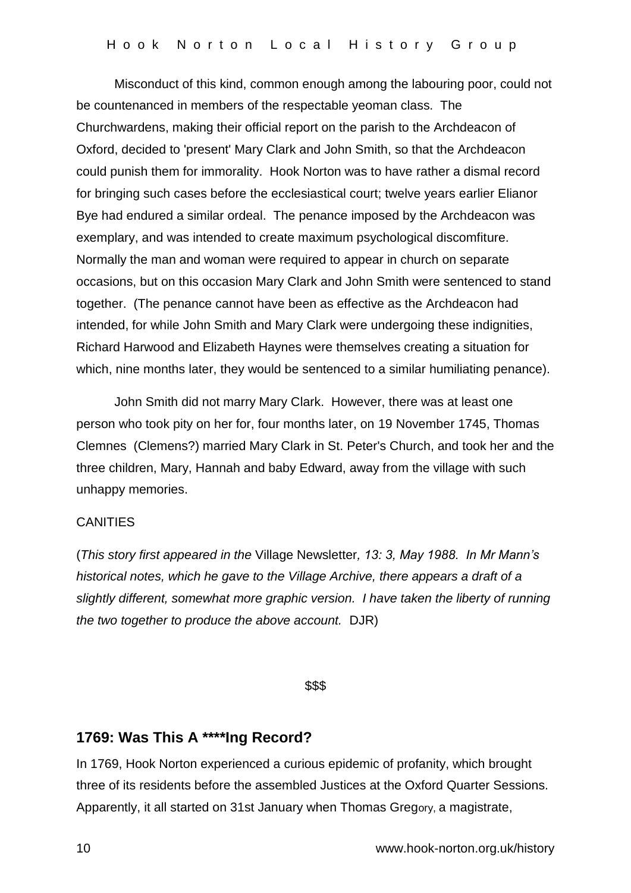Misconduct of this kind, common enough among the labouring poor, could not be countenanced in members of the respectable yeoman class. The Churchwardens, making their official report on the parish to the Archdeacon of Oxford, decided to 'present' Mary Clark and John Smith, so that the Archdeacon could punish them for immorality. Hook Norton was to have rather a dismal record for bringing such cases before the ecclesiastical court; twelve years earlier Elianor Bye had endured a similar ordeal. The penance imposed by the Archdeacon was exemplary, and was intended to create maximum psychological discomfiture. Normally the man and woman were required to appear in church on separate occasions, but on this occasion Mary Clark and John Smith were sentenced to stand together. (The penance cannot have been as effective as the Archdeacon had intended, for while John Smith and Mary Clark were undergoing these indignities, Richard Harwood and Elizabeth Haynes were themselves creating a situation for which, nine months later, they would be sentenced to a similar humiliating penance).

John Smith did not marry Mary Clark. However, there was at least one person who took pity on her for, four months later, on 19 November 1745, Thomas Clemnes (Clemens?) married Mary Clark in St. Peter's Church, and took her and the three children, Mary, Hannah and baby Edward, away from the village with such unhappy memories.

CANITIES

(*This story first appeared in the* Village Newsletter*, 13: 3, May 1988. In Mr Mann's historical notes, which he gave to the Village Archive, there appears a draft of a slightly different, somewhat more graphic version. I have taken the liberty of running the two together to produce the above account.* DJR)

$$$

## 1769: Was This A ****Ing Record?

In 1769, Hook Norton experienced a curious epidemic of profanity, which brought three of its residents before the assembled Justices at the Oxford Quarter Sessions. Apparently, it all started on 31st January when Thomas Gregory, a magistrate,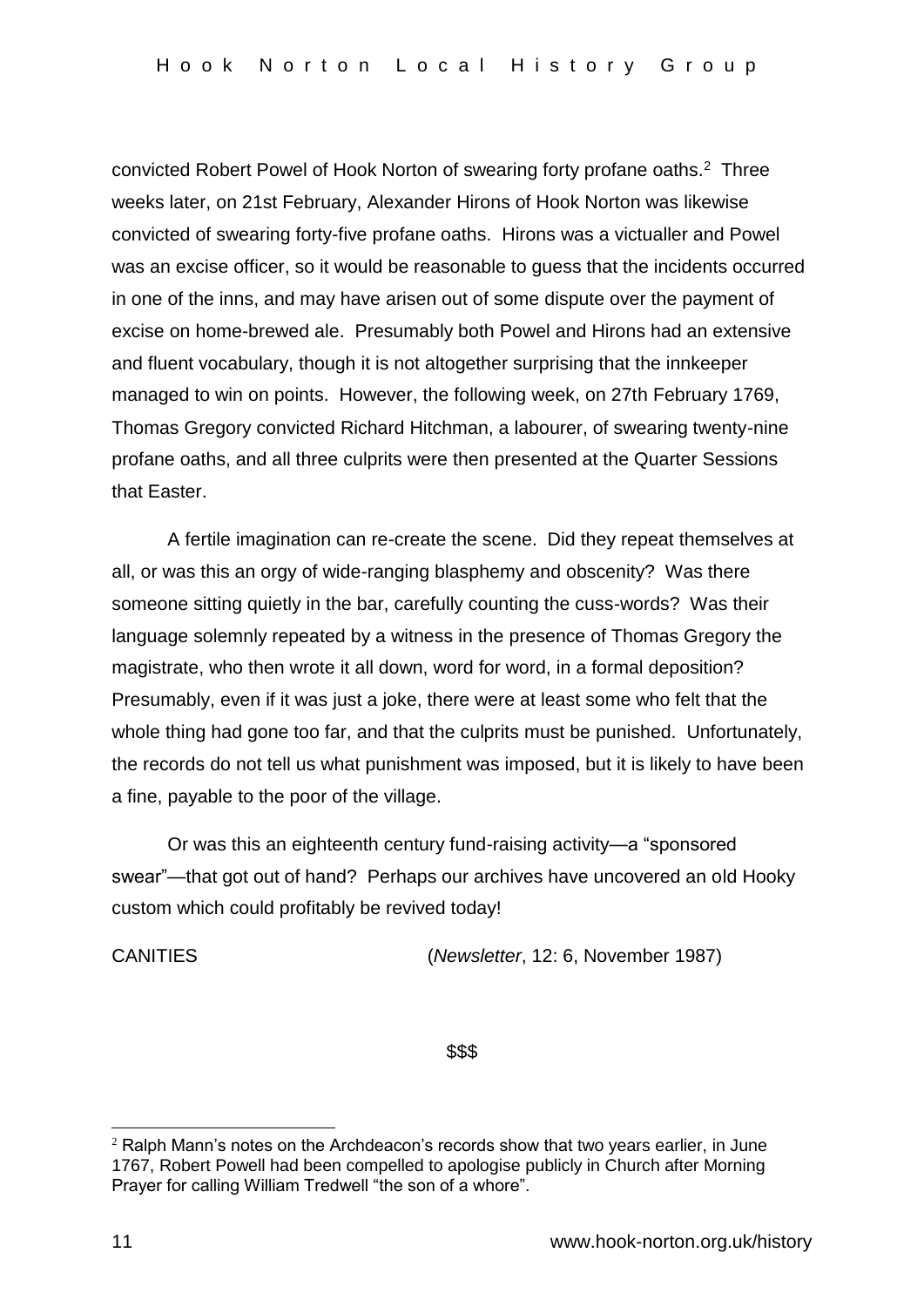convicted Robert Powel of Hook Norton of swearing forty profane oaths.[2] Three weeks later, on 21st February, Alexander Hirons of Hook Norton was likewise convicted of swearing forty-five profane oaths. Hirons was a victualler and Powel was an excise officer, so it would be reasonable to guess that the incidents occurred in one of the inns, and may have arisen out of some dispute over the payment of excise on home-brewed ale. Presumably both Powel and Hirons had an extensive and fluent vocabulary, though it is not altogether surprising that the innkeeper managed to win on points. However, the following week, on 27th February 1769, Thomas Gregory convicted Richard Hitchman, a labourer, of swearing twenty-nine profane oaths, and all three culprits were then presented at the Quarter Sessions that Easter.

A fertile imagination can re-create the scene. Did they repeat themselves at all, or was this an orgy of wide-ranging blasphemy and obscenity? Was there someone sitting quietly in the bar, carefully counting the cuss-words? Was their language solemnly repeated by a witness in the presence of Thomas Gregory the magistrate, who then wrote it all down, word for word, in a formal deposition? Presumably, even if it was just a joke, there were at least some who felt that the whole thing had gone too far, and that the culprits must be punished. Unfortunately, the records do not tell us what punishment was imposed, but it is likely to have been a fine, payable to the poor of the village.

Or was this an eighteenth century fund-raising activity—a "sponsored swear"—that got out of hand? Perhaps our archives have uncovered an old Hooky custom which could profitably be revived today!

CANITIES (*Newsletter*, 12: 6, November 1987)

$$$

[2] Ralph Mann's notes on the Archdeacon's records show that two years earlier, in June 1767, Robert Powell had been compelled to apologise publicly in Church after Morning Prayer for calling William Tredwell "the son of a whore".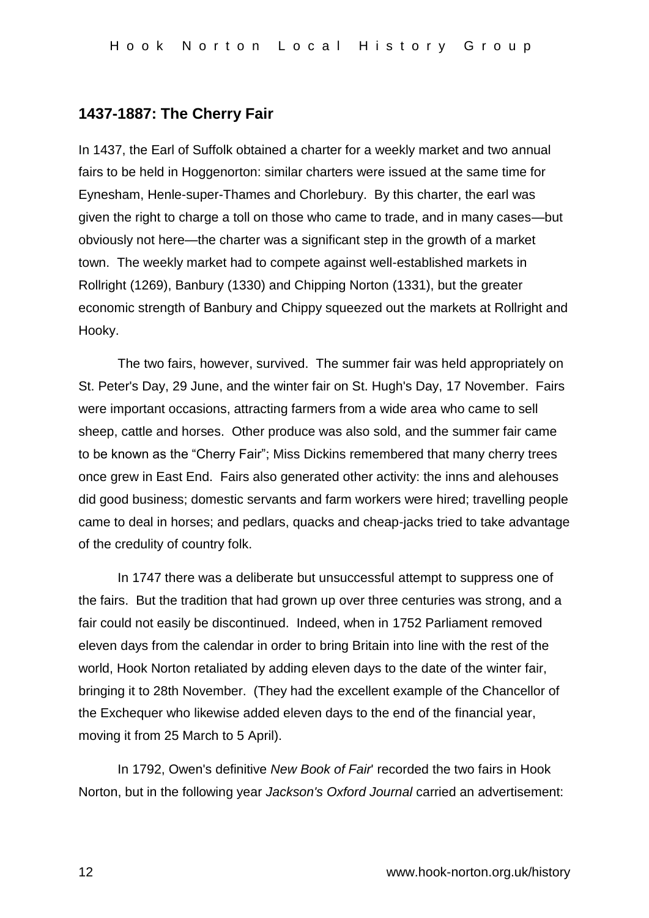## 1437-1887: The Cherry Fair

In 1437, the Earl of Suffolk obtained a charter for a weekly market and two annual fairs to be held in Hoggenorton: similar charters were issued at the same time for Eynesham, Henle-super-Thames and Chorlebury. By this charter, the earl was given the right to charge a toll on those who came to trade, and in many cases—but obviously not here—the charter was a significant step in the growth of a market town. The weekly market had to compete against well-established markets in Rollright (1269), Banbury (1330) and Chipping Norton (1331), but the greater economic strength of Banbury and Chippy squeezed out the markets at Rollright and Hooky.

The two fairs, however, survived. The summer fair was held appropriately on St. Peter's Day, 29 June, and the winter fair on St. Hugh's Day, 17 November. Fairs were important occasions, attracting farmers from a wide area who came to sell sheep, cattle and horses. Other produce was also sold, and the summer fair came to be known as the "Cherry Fair"; Miss Dickins remembered that many cherry trees once grew in East End. Fairs also generated other activity: the inns and alehouses did good business; domestic servants and farm workers were hired; travelling people came to deal in horses; and pedlars, quacks and cheap-jacks tried to take advantage of the credulity of country folk.

In 1747 there was a deliberate but unsuccessful attempt to suppress one of the fairs. But the tradition that had grown up over three centuries was strong, and a fair could not easily be discontinued. Indeed, when in 1752 Parliament removed eleven days from the calendar in order to bring Britain into line with the rest of the world, Hook Norton retaliated by adding eleven days to the date of the winter fair, bringing it to 28th November. (They had the excellent example of the Chancellor of the Exchequer who likewise added eleven days to the end of the financial year, moving it from 25 March to 5 April).

In 1792, Owen's definitive *New Book of Fair*' recorded the two fairs in Hook Norton, but in the following year *Jackson's Oxford Journal* carried an advertisement: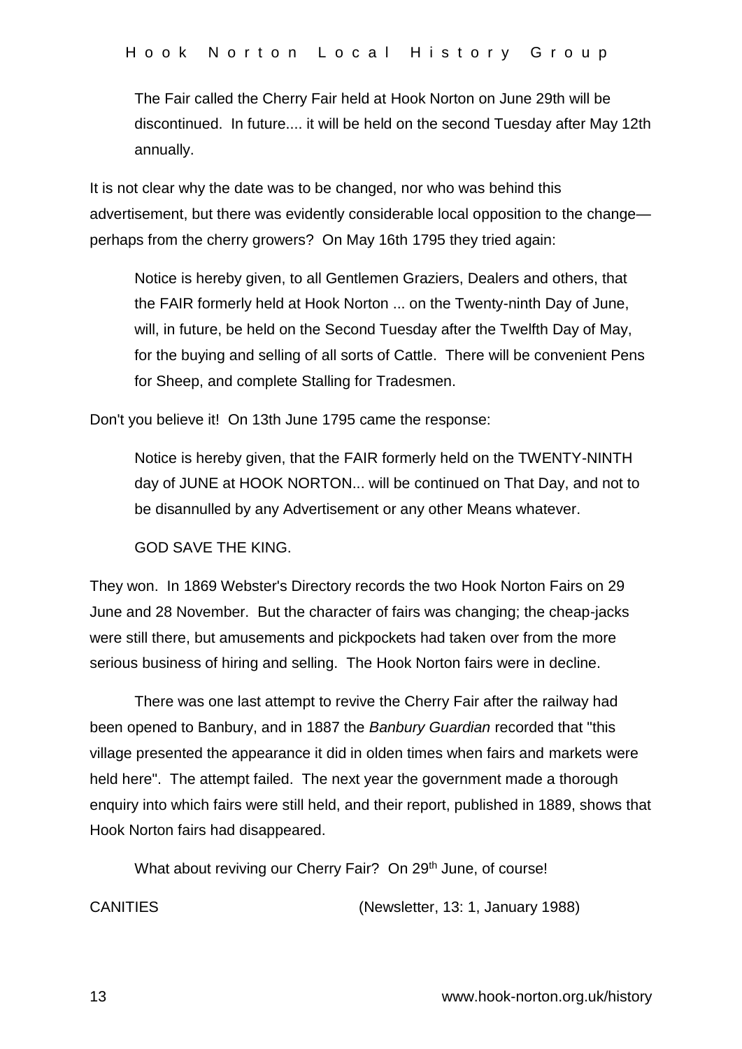> The Fair called the Cherry Fair held at Hook Norton on June 29th will be discontinued. In future.... it will be held on the second Tuesday after May 12th annually.

It is not clear why the date was to be changed, nor who was behind this advertisement, but there was evidently considerable local opposition to the change—perhaps from the cherry growers? On May 16th 1795 they tried again:

> Notice is hereby given, to all Gentlemen Graziers, Dealers and others, that the FAIR formerly held at Hook Norton ... on the Twenty-ninth Day of June, will, in future, be held on the Second Tuesday after the Twelfth Day of May, for the buying and selling of all sorts of Cattle. There will be convenient Pens for Sheep, and complete Stalling for Tradesmen.

Don't you believe it! On 13th June 1795 came the response:

> Notice is hereby given, that the FAIR formerly held on the TWENTY-NINTH day of JUNE at HOOK NORTON... will be continued on That Day, and not to be disannulled by any Advertisement or any other Means whatever.
>
> GOD SAVE THE KING.

They won. In 1869 Webster's Directory records the two Hook Norton Fairs on 29 June and 28 November. But the character of fairs was changing; the cheap-jacks were still there, but amusements and pickpockets had taken over from the more serious business of hiring and selling. The Hook Norton fairs were in decline.

There was one last attempt to revive the Cherry Fair after the railway had been opened to Banbury, and in 1887 the *Banbury Guardian* recorded that "this village presented the appearance it did in olden times when fairs and markets were held here". The attempt failed. The next year the government made a thorough enquiry into which fairs were still held, and their report, published in 1889, shows that Hook Norton fairs had disappeared.

What about reviving our Cherry Fair? On 29th June, of course!

CANITIES (Newsletter, 13: 1, January 1988)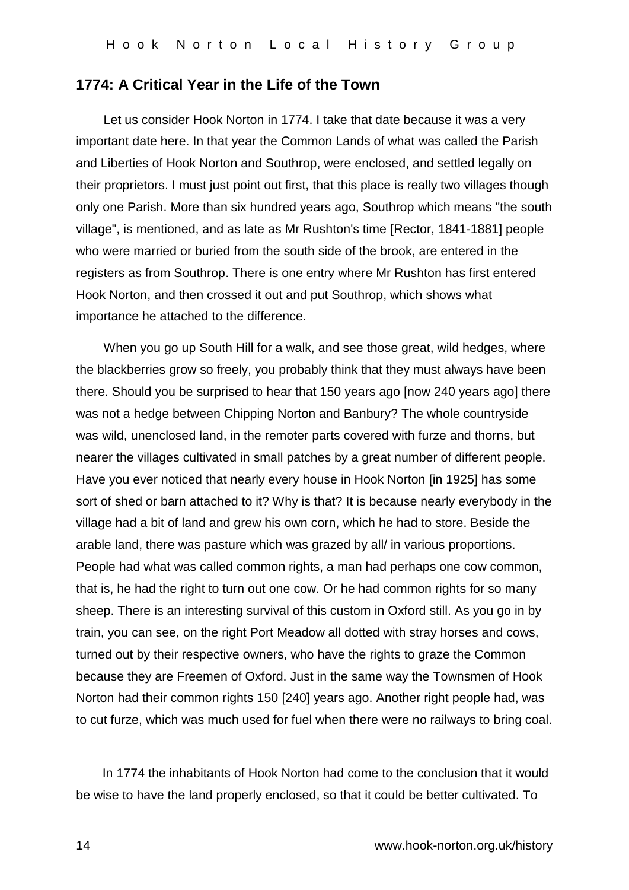## 1774: A Critical Year in the Life of the Town

Let us consider Hook Norton in 1774. I take that date because it was a very important date here. In that year the Common Lands of what was called the Parish and Liberties of Hook Norton and Southrop, were enclosed, and settled legally on their proprietors. I must just point out first, that this place is really two villages though only one Parish. More than six hundred years ago, Southrop which means "the south village", is mentioned, and as late as Mr Rushton's time [Rector, 1841-1881] people who were married or buried from the south side of the brook, are entered in the registers as from Southrop. There is one entry where Mr Rushton has first entered Hook Norton, and then crossed it out and put Southrop, which shows what importance he attached to the difference.

When you go up South Hill for a walk, and see those great, wild hedges, where the blackberries grow so freely, you probably think that they must always have been there. Should you be surprised to hear that 150 years ago [now 240 years ago] there was not a hedge between Chipping Norton and Banbury? The whole countryside was wild, unenclosed land, in the remoter parts covered with furze and thorns, but nearer the villages cultivated in small patches by a great number of different people. Have you ever noticed that nearly every house in Hook Norton [in 1925] has some sort of shed or barn attached to it? Why is that? It is because nearly everybody in the village had a bit of land and grew his own corn, which he had to store. Beside the arable land, there was pasture which was grazed by all/ in various proportions. People had what was called common rights, a man had perhaps one cow common, that is, he had the right to turn out one cow. Or he had common rights for so many sheep. There is an interesting survival of this custom in Oxford still. As you go in by train, you can see, on the right Port Meadow all dotted with stray horses and cows, turned out by their respective owners, who have the rights to graze the Common because they are Freemen of Oxford. Just in the same way the Townsmen of Hook Norton had their common rights 150 [240] years ago. Another right people had, was to cut furze, which was much used for fuel when there were no railways to bring coal.

In 1774 the inhabitants of Hook Norton had come to the conclusion that it would be wise to have the land properly enclosed, so that it could be better cultivated. To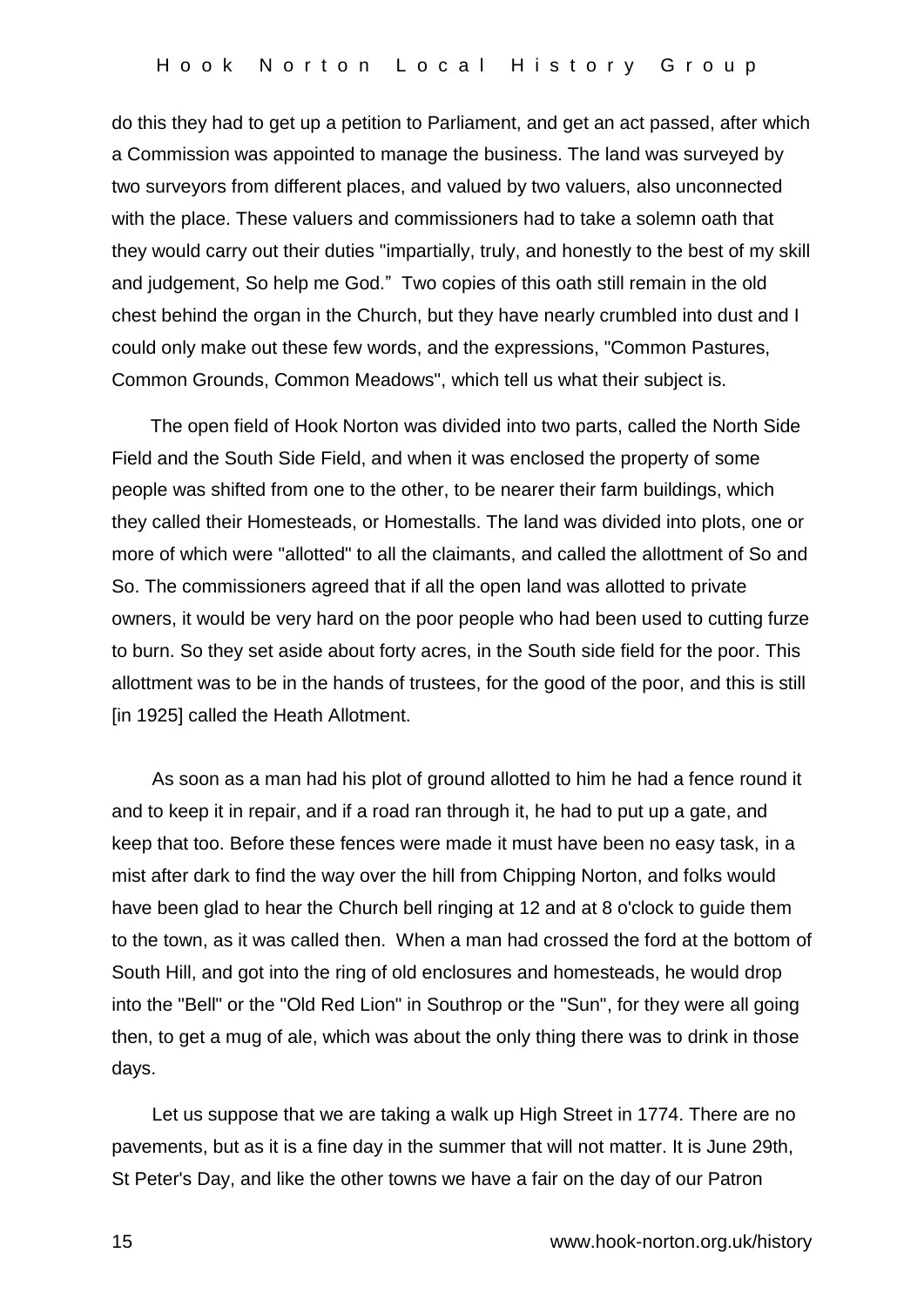do this they had to get up a petition to Parliament, and get an act passed, after which a Commission was appointed to manage the business. The land was surveyed by two surveyors from different places, and valued by two valuers, also unconnected with the place. These valuers and commissioners had to take a solemn oath that they would carry out their duties "impartially, truly, and honestly to the best of my skill and judgement, So help me God." Two copies of this oath still remain in the old chest behind the organ in the Church, but they have nearly crumbled into dust and I could only make out these few words, and the expressions, "Common Pastures, Common Grounds, Common Meadows", which tell us what their subject is.

The open field of Hook Norton was divided into two parts, called the North Side Field and the South Side Field, and when it was enclosed the property of some people was shifted from one to the other, to be nearer their farm buildings, which they called their Homesteads, or Homestalls. The land was divided into plots, one or more of which were "allotted" to all the claimants, and called the allottment of So and So. The commissioners agreed that if all the open land was allotted to private owners, it would be very hard on the poor people who had been used to cutting furze to burn. So they set aside about forty acres, in the South side field for the poor. This allottment was to be in the hands of trustees, for the good of the poor, and this is still [in 1925] called the Heath Allotment.

As soon as a man had his plot of ground allotted to him he had a fence round it and to keep it in repair, and if a road ran through it, he had to put up a gate, and keep that too. Before these fences were made it must have been no easy task, in a mist after dark to find the way over the hill from Chipping Norton, and folks would have been glad to hear the Church bell ringing at 12 and at 8 o'clock to guide them to the town, as it was called then. When a man had crossed the ford at the bottom of South Hill, and got into the ring of old enclosures and homesteads, he would drop into the "Bell" or the "Old Red Lion" in Southrop or the "Sun", for they were all going then, to get a mug of ale, which was about the only thing there was to drink in those days.

Let us suppose that we are taking a walk up High Street in 1774. There are no pavements, but as it is a fine day in the summer that will not matter. It is June 29th, St Peter's Day, and like the other towns we have a fair on the day of our Patron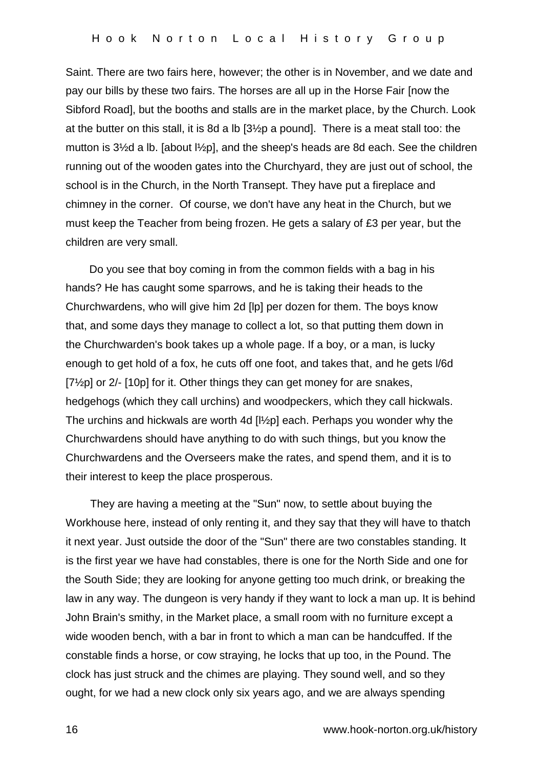Saint. There are two fairs here, however; the other is in November, and we date and pay our bills by these two fairs. The horses are all up in the Horse Fair [now the Sibford Road], but the booths and stalls are in the market place, by the Church. Look at the butter on this stall, it is 8d a lb [3½p a pound]. There is a meat stall too: the mutton is 3½d a lb. [about l½p], and the sheep's heads are 8d each. See the children running out of the wooden gates into the Churchyard, they are just out of school, the school is in the Church, in the North Transept. They have put a fireplace and chimney in the corner. Of course, we don't have any heat in the Church, but we must keep the Teacher from being frozen. He gets a salary of £3 per year, but the children are very small.

Do you see that boy coming in from the common fields with a bag in his hands? He has caught some sparrows, and he is taking their heads to the Churchwardens, who will give him 2d [lp] per dozen for them. The boys know that, and some days they manage to collect a lot, so that putting them down in the Churchwarden's book takes up a whole page. If a boy, or a man, is lucky enough to get hold of a fox, he cuts off one foot, and takes that, and he gets l/6d [7½p] or 2/- [10p] for it. Other things they can get money for are snakes, hedgehogs (which they call urchins) and woodpeckers, which they call hickwals. The urchins and hickwals are worth 4d [l½p] each. Perhaps you wonder why the Churchwardens should have anything to do with such things, but you know the Churchwardens and the Overseers make the rates, and spend them, and it is to their interest to keep the place prosperous.

They are having a meeting at the "Sun" now, to settle about buying the Workhouse here, instead of only renting it, and they say that they will have to thatch it next year. Just outside the door of the "Sun" there are two constables standing. It is the first year we have had constables, there is one for the North Side and one for the South Side; they are looking for anyone getting too much drink, or breaking the law in any way. The dungeon is very handy if they want to lock a man up. It is behind John Brain's smithy, in the Market place, a small room with no furniture except a wide wooden bench, with a bar in front to which a man can be handcuffed. If the constable finds a horse, or cow straying, he locks that up too, in the Pound. The clock has just struck and the chimes are playing. They sound well, and so they ought, for we had a new clock only six years ago, and we are always spending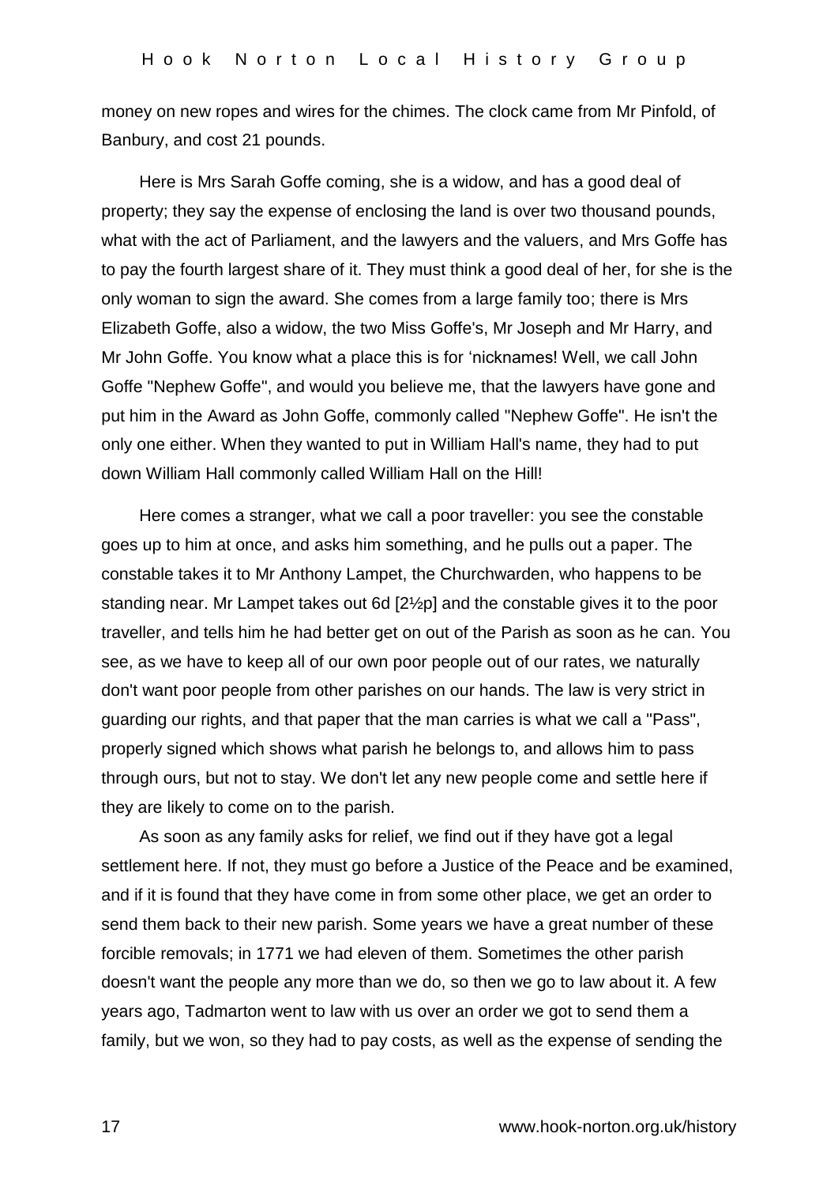money on new ropes and wires for the chimes. The clock came from Mr Pinfold, of Banbury, and cost 21 pounds.

Here is Mrs Sarah Goffe coming, she is a widow, and has a good deal of property; they say the expense of enclosing the land is over two thousand pounds, what with the act of Parliament, and the lawyers and the valuers, and Mrs Goffe has to pay the fourth largest share of it. They must think a good deal of her, for she is the only woman to sign the award. She comes from a large family too; there is Mrs Elizabeth Goffe, also a widow, the two Miss Goffe's, Mr Joseph and Mr Harry, and Mr John Goffe. You know what a place this is for 'nicknames! Well, we call John Goffe "Nephew Goffe", and would you believe me, that the lawyers have gone and put him in the Award as John Goffe, commonly called "Nephew Goffe". He isn't the only one either. When they wanted to put in William Hall's name, they had to put down William Hall commonly called William Hall on the Hill!

Here comes a stranger, what we call a poor traveller: you see the constable goes up to him at once, and asks him something, and he pulls out a paper. The constable takes it to Mr Anthony Lampet, the Churchwarden, who happens to be standing near. Mr Lampet takes out 6d [2½p] and the constable gives it to the poor traveller, and tells him he had better get on out of the Parish as soon as he can. You see, as we have to keep all of our own poor people out of our rates, we naturally don't want poor people from other parishes on our hands. The law is very strict in guarding our rights, and that paper that the man carries is what we call a "Pass", properly signed which shows what parish he belongs to, and allows him to pass through ours, but not to stay. We don't let any new people come and settle here if they are likely to come on to the parish.

As soon as any family asks for relief, we find out if they have got a legal settlement here. If not, they must go before a Justice of the Peace and be examined, and if it is found that they have come in from some other place, we get an order to send them back to their new parish. Some years we have a great number of these forcible removals; in 1771 we had eleven of them. Sometimes the other parish doesn't want the people any more than we do, so then we go to law about it. A few years ago, Tadmarton went to law with us over an order we got to send them a family, but we won, so they had to pay costs, as well as the expense of sending the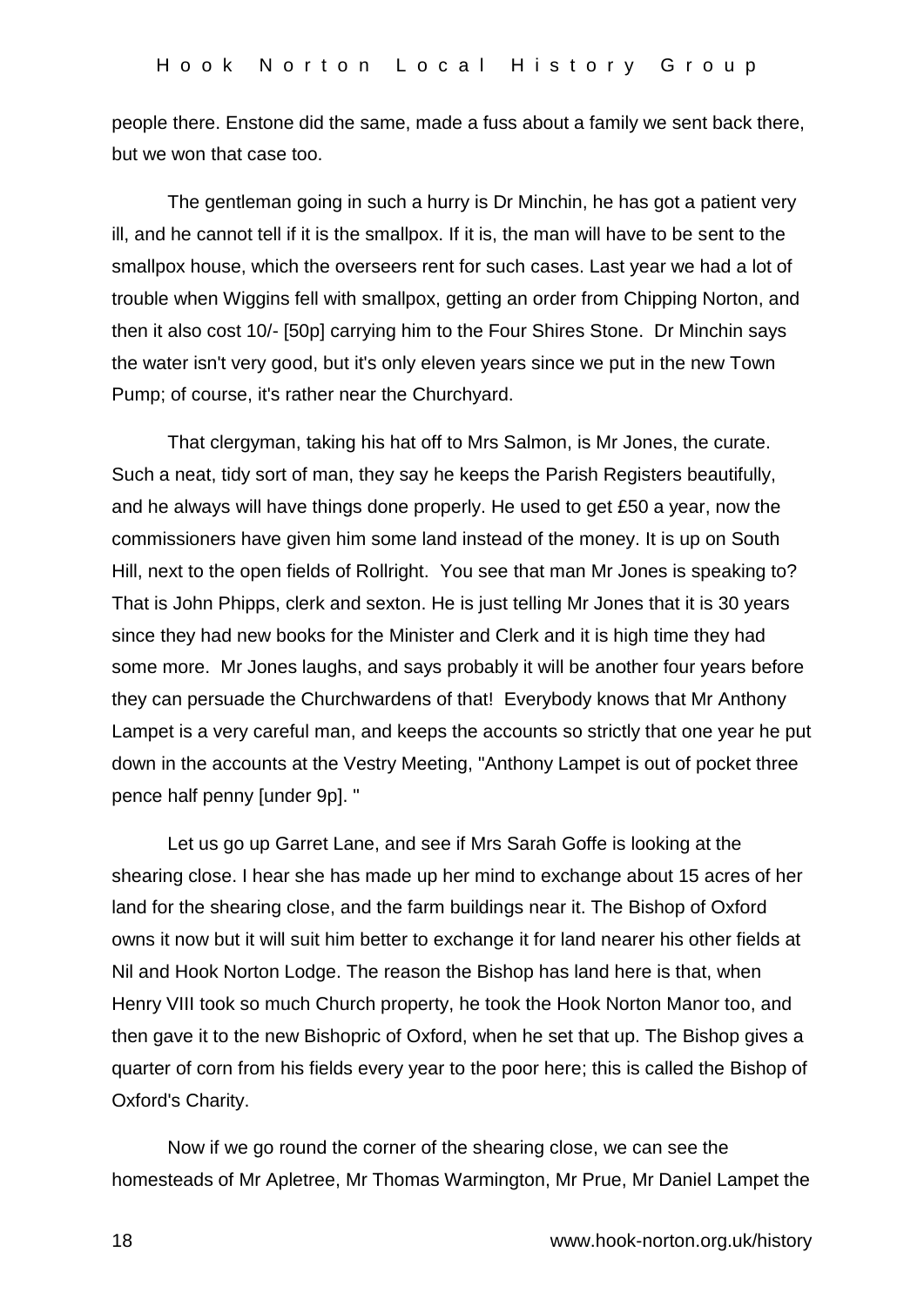people there. Enstone did the same, made a fuss about a family we sent back there, but we won that case too.

The gentleman going in such a hurry is Dr Minchin, he has got a patient very ill, and he cannot tell if it is the smallpox. If it is, the man will have to be sent to the smallpox house, which the overseers rent for such cases. Last year we had a lot of trouble when Wiggins fell with smallpox, getting an order from Chipping Norton, and then it also cost 10/- [50p] carrying him to the Four Shires Stone. Dr Minchin says the water isn't very good, but it's only eleven years since we put in the new Town Pump; of course, it's rather near the Churchyard.

That clergyman, taking his hat off to Mrs Salmon, is Mr Jones, the curate. Such a neat, tidy sort of man, they say he keeps the Parish Registers beautifully, and he always will have things done properly. He used to get £50 a year, now the commissioners have given him some land instead of the money. It is up on South Hill, next to the open fields of Rollright. You see that man Mr Jones is speaking to? That is John Phipps, clerk and sexton. He is just telling Mr Jones that it is 30 years since they had new books for the Minister and Clerk and it is high time they had some more. Mr Jones laughs, and says probably it will be another four years before they can persuade the Churchwardens of that! Everybody knows that Mr Anthony Lampet is a very careful man, and keeps the accounts so strictly that one year he put down in the accounts at the Vestry Meeting, "Anthony Lampet is out of pocket three pence half penny [under 9p]. "

Let us go up Garret Lane, and see if Mrs Sarah Goffe is looking at the shearing close. I hear she has made up her mind to exchange about 15 acres of her land for the shearing close, and the farm buildings near it. The Bishop of Oxford owns it now but it will suit him better to exchange it for land nearer his other fields at Nil and Hook Norton Lodge. The reason the Bishop has land here is that, when Henry VIII took so much Church property, he took the Hook Norton Manor too, and then gave it to the new Bishopric of Oxford, when he set that up. The Bishop gives a quarter of corn from his fields every year to the poor here; this is called the Bishop of Oxford's Charity.

Now if we go round the corner of the shearing close, we can see the homesteads of Mr Apletree, Mr Thomas Warmington, Mr Prue, Mr Daniel Lampet the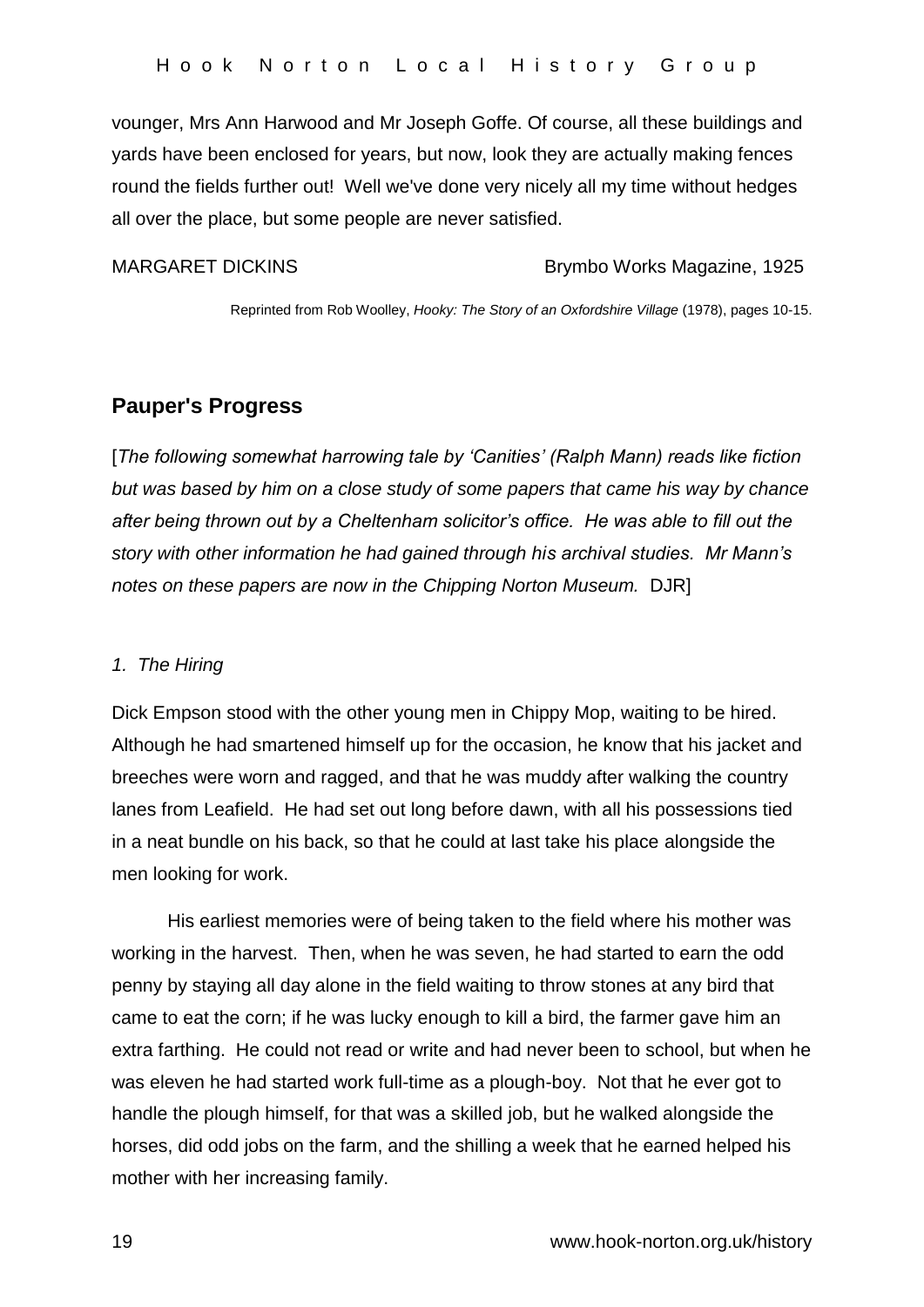younger, Mrs Ann Harwood and Mr Joseph Goffe. Of course, all these buildings and yards have been enclosed for years, but now, look they are actually making fences round the fields further out! Well we've done very nicely all my time without hedges all over the place, but some people are never satisfied.

MARGARET DICKINS Brymbo Works Magazine, 1925

Reprinted from Rob Woolley, *Hooky: The Story of an Oxfordshire Village* (1978), pages 10-15.

## Pauper's Progress

[*The following somewhat harrowing tale by 'Canities' (Ralph Mann) reads like fiction but was based by him on a close study of some papers that came his way by chance after being thrown out by a Cheltenham solicitor's office. He was able to fill out the story with other information he had gained through his archival studies. Mr Mann's notes on these papers are now in the Chipping Norton Museum.* DJR]

*1. The Hiring*

Dick Empson stood with the other young men in Chippy Mop, waiting to be hired. Although he had smartened himself up for the occasion, he know that his jacket and breeches were worn and ragged, and that he was muddy after walking the country lanes from Leafield. He had set out long before dawn, with all his possessions tied in a neat bundle on his back, so that he could at last take his place alongside the men looking for work.

His earliest memories were of being taken to the field where his mother was working in the harvest. Then, when he was seven, he had started to earn the odd penny by staying all day alone in the field waiting to throw stones at any bird that came to eat the corn; if he was lucky enough to kill a bird, the farmer gave him an extra farthing. He could not read or write and had never been to school, but when he was eleven he had started work full-time as a plough-boy. Not that he ever got to handle the plough himself, for that was a skilled job, but he walked alongside the horses, did odd jobs on the farm, and the shilling a week that he earned helped his mother with her increasing family.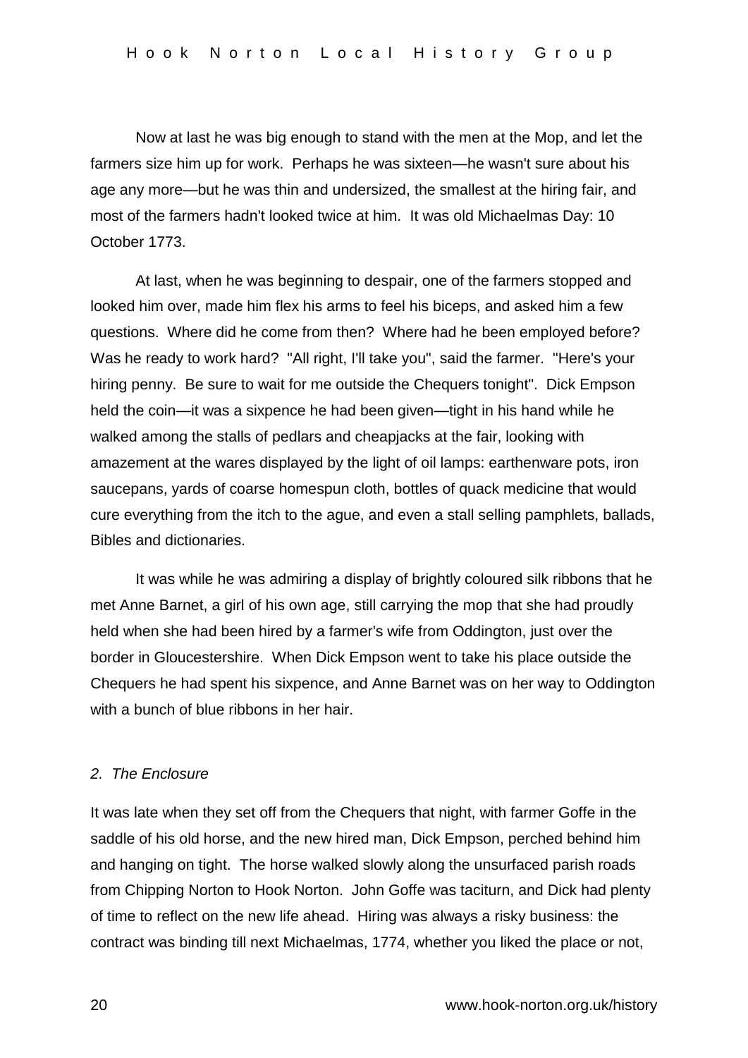Now at last he was big enough to stand with the men at the Mop, and let the farmers size him up for work. Perhaps he was sixteen—he wasn't sure about his age any more—but he was thin and undersized, the smallest at the hiring fair, and most of the farmers hadn't looked twice at him. It was old Michaelmas Day: 10 October 1773.

At last, when he was beginning to despair, one of the farmers stopped and looked him over, made him flex his arms to feel his biceps, and asked him a few questions. Where did he come from then? Where had he been employed before? Was he ready to work hard? "All right, I'll take you", said the farmer. "Here's your hiring penny. Be sure to wait for me outside the Chequers tonight". Dick Empson held the coin—it was a sixpence he had been given—tight in his hand while he walked among the stalls of pedlars and cheapjacks at the fair, looking with amazement at the wares displayed by the light of oil lamps: earthenware pots, iron saucepans, yards of coarse homespun cloth, bottles of quack medicine that would cure everything from the itch to the ague, and even a stall selling pamphlets, ballads, Bibles and dictionaries.

It was while he was admiring a display of brightly coloured silk ribbons that he met Anne Barnet, a girl of his own age, still carrying the mop that she had proudly held when she had been hired by a farmer's wife from Oddington, just over the border in Gloucestershire. When Dick Empson went to take his place outside the Chequers he had spent his sixpence, and Anne Barnet was on her way to Oddington with a bunch of blue ribbons in her hair.

### *2. The Enclosure*

It was late when they set off from the Chequers that night, with farmer Goffe in the saddle of his old horse, and the new hired man, Dick Empson, perched behind him and hanging on tight. The horse walked slowly along the unsurfaced parish roads from Chipping Norton to Hook Norton. John Goffe was taciturn, and Dick had plenty of time to reflect on the new life ahead. Hiring was always a risky business: the contract was binding till next Michaelmas, 1774, whether you liked the place or not,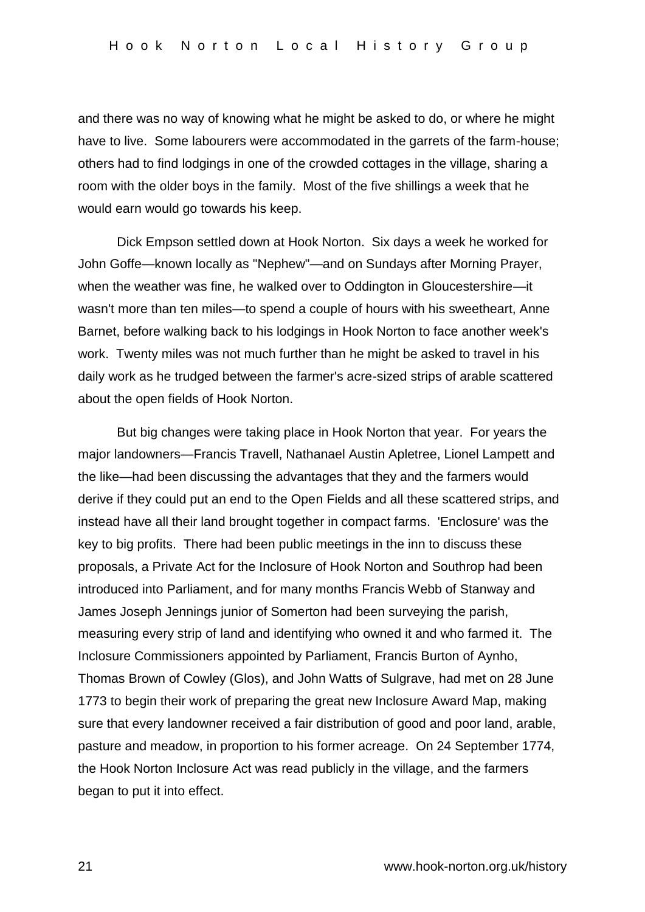and there was no way of knowing what he might be asked to do, or where he might have to live. Some labourers were accommodated in the garrets of the farm-house; others had to find lodgings in one of the crowded cottages in the village, sharing a room with the older boys in the family. Most of the five shillings a week that he would earn would go towards his keep.

Dick Empson settled down at Hook Norton. Six days a week he worked for John Goffe—known locally as "Nephew"—and on Sundays after Morning Prayer, when the weather was fine, he walked over to Oddington in Gloucestershire—it wasn't more than ten miles—to spend a couple of hours with his sweetheart, Anne Barnet, before walking back to his lodgings in Hook Norton to face another week's work. Twenty miles was not much further than he might be asked to travel in his daily work as he trudged between the farmer's acre-sized strips of arable scattered about the open fields of Hook Norton.

But big changes were taking place in Hook Norton that year. For years the major landowners—Francis Travell, Nathanael Austin Apletree, Lionel Lampett and the like—had been discussing the advantages that they and the farmers would derive if they could put an end to the Open Fields and all these scattered strips, and instead have all their land brought together in compact farms. 'Enclosure' was the key to big profits. There had been public meetings in the inn to discuss these proposals, a Private Act for the Inclosure of Hook Norton and Southrop had been introduced into Parliament, and for many months Francis Webb of Stanway and James Joseph Jennings junior of Somerton had been surveying the parish, measuring every strip of land and identifying who owned it and who farmed it. The Inclosure Commissioners appointed by Parliament, Francis Burton of Aynho, Thomas Brown of Cowley (Glos), and John Watts of Sulgrave, had met on 28 June 1773 to begin their work of preparing the great new Inclosure Award Map, making sure that every landowner received a fair distribution of good and poor land, arable, pasture and meadow, in proportion to his former acreage. On 24 September 1774, the Hook Norton Inclosure Act was read publicly in the village, and the farmers began to put it into effect.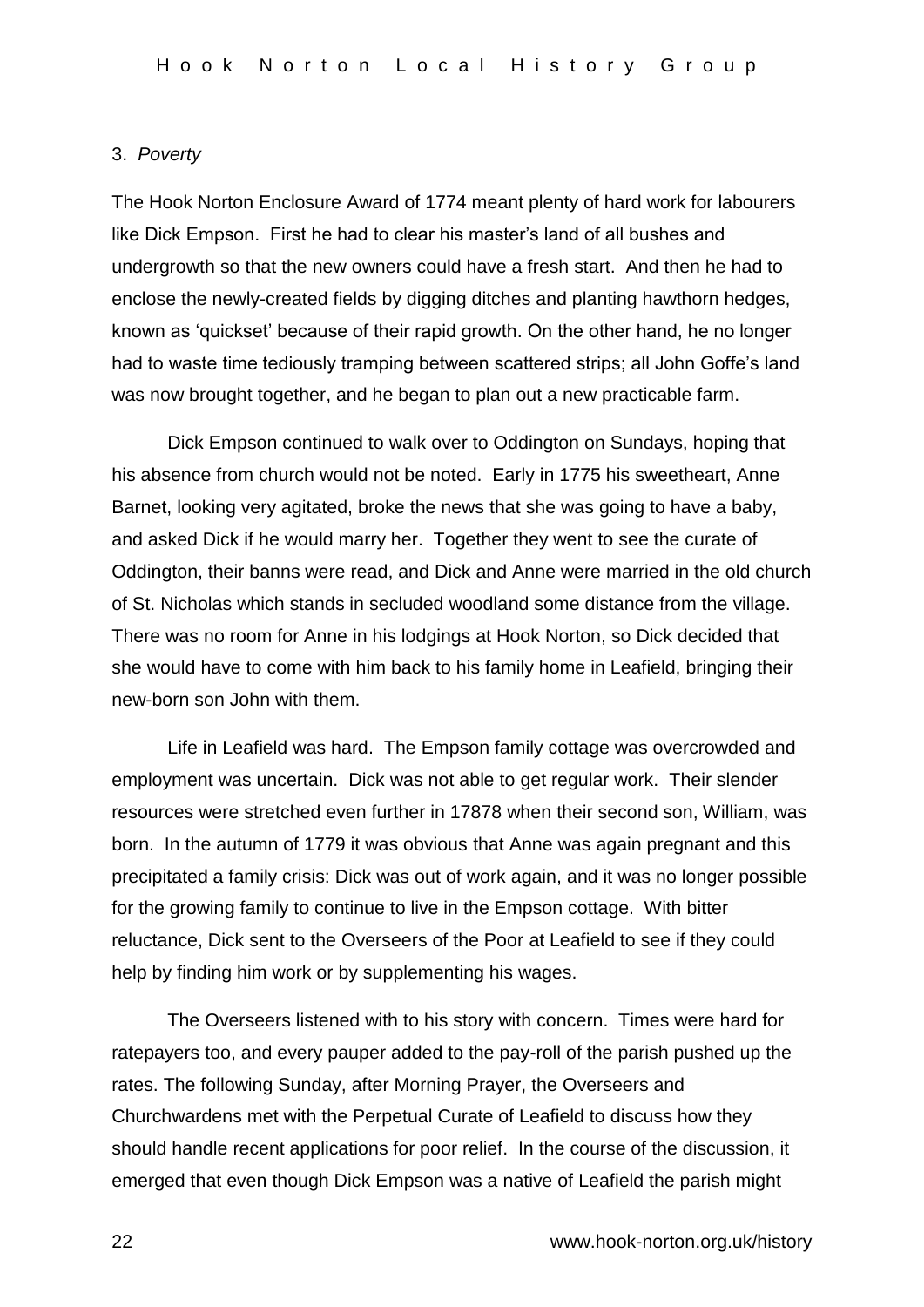3. *Poverty*

The Hook Norton Enclosure Award of 1774 meant plenty of hard work for labourers like Dick Empson. First he had to clear his master's land of all bushes and undergrowth so that the new owners could have a fresh start. And then he had to enclose the newly-created fields by digging ditches and planting hawthorn hedges, known as 'quickset' because of their rapid growth. On the other hand, he no longer had to waste time tediously tramping between scattered strips; all John Goffe's land was now brought together, and he began to plan out a new practicable farm.

Dick Empson continued to walk over to Oddington on Sundays, hoping that his absence from church would not be noted. Early in 1775 his sweetheart, Anne Barnet, looking very agitated, broke the news that she was going to have a baby, and asked Dick if he would marry her. Together they went to see the curate of Oddington, their banns were read, and Dick and Anne were married in the old church of St. Nicholas which stands in secluded woodland some distance from the village. There was no room for Anne in his lodgings at Hook Norton, so Dick decided that she would have to come with him back to his family home in Leafield, bringing their new-born son John with them.

Life in Leafield was hard. The Empson family cottage was overcrowded and employment was uncertain. Dick was not able to get regular work. Their slender resources were stretched even further in 17878 when their second son, William, was born. In the autumn of 1779 it was obvious that Anne was again pregnant and this precipitated a family crisis: Dick was out of work again, and it was no longer possible for the growing family to continue to live in the Empson cottage. With bitter reluctance, Dick sent to the Overseers of the Poor at Leafield to see if they could help by finding him work or by supplementing his wages.

The Overseers listened with to his story with concern. Times were hard for ratepayers too, and every pauper added to the pay-roll of the parish pushed up the rates. The following Sunday, after Morning Prayer, the Overseers and Churchwardens met with the Perpetual Curate of Leafield to discuss how they should handle recent applications for poor relief. In the course of the discussion, it emerged that even though Dick Empson was a native of Leafield the parish might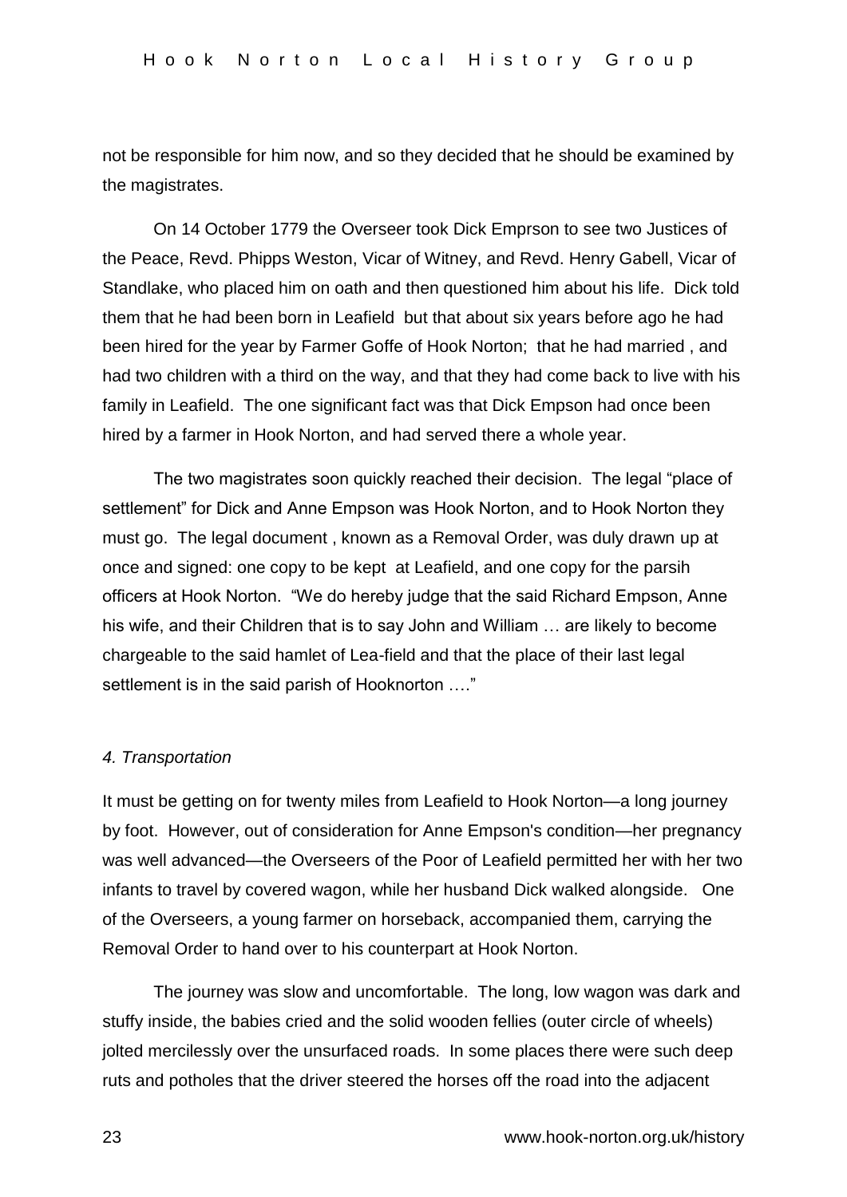not be responsible for him now, and so they decided that he should be examined by the magistrates.

On 14 October 1779 the Overseer took Dick Emprson to see two Justices of the Peace, Revd. Phipps Weston, Vicar of Witney, and Revd. Henry Gabell, Vicar of Standlake, who placed him on oath and then questioned him about his life. Dick told them that he had been born in Leafield but that about six years before ago he had been hired for the year by Farmer Goffe of Hook Norton; that he had married , and had two children with a third on the way, and that they had come back to live with his family in Leafield. The one significant fact was that Dick Empson had once been hired by a farmer in Hook Norton, and had served there a whole year.

The two magistrates soon quickly reached their decision. The legal "place of settlement" for Dick and Anne Empson was Hook Norton, and to Hook Norton they must go. The legal document , known as a Removal Order, was duly drawn up at once and signed: one copy to be kept at Leafield, and one copy for the parsih officers at Hook Norton. "We do hereby judge that the said Richard Empson, Anne his wife, and their Children that is to say John and William … are likely to become chargeable to the said hamlet of Lea-field and that the place of their last legal settlement is in the said parish of Hooknorton …."

*4. Transportation*

It must be getting on for twenty miles from Leafield to Hook Norton—a long journey by foot. However, out of consideration for Anne Empson's condition—her pregnancy was well advanced—the Overseers of the Poor of Leafield permitted her with her two infants to travel by covered wagon, while her husband Dick walked alongside. One of the Overseers, a young farmer on horseback, accompanied them, carrying the Removal Order to hand over to his counterpart at Hook Norton.

The journey was slow and uncomfortable. The long, low wagon was dark and stuffy inside, the babies cried and the solid wooden fellies (outer circle of wheels) jolted mercilessly over the unsurfaced roads. In some places there were such deep ruts and potholes that the driver steered the horses off the road into the adjacent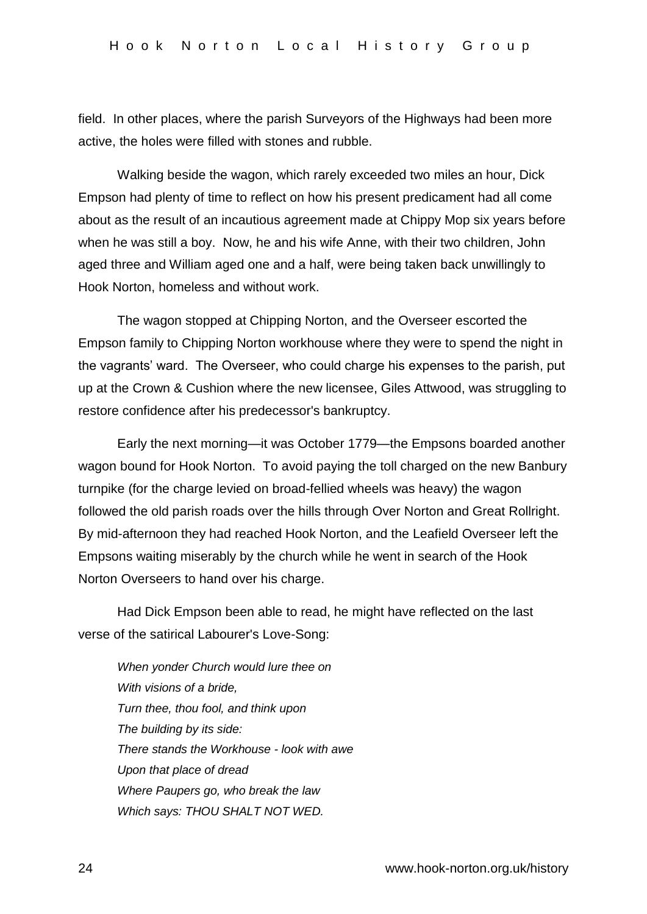field. In other places, where the parish Surveyors of the Highways had been more active, the holes were filled with stones and rubble.

Walking beside the wagon, which rarely exceeded two miles an hour, Dick Empson had plenty of time to reflect on how his present predicament had all come about as the result of an incautious agreement made at Chippy Mop six years before when he was still a boy. Now, he and his wife Anne, with their two children, John aged three and William aged one and a half, were being taken back unwillingly to Hook Norton, homeless and without work.

The wagon stopped at Chipping Norton, and the Overseer escorted the Empson family to Chipping Norton workhouse where they were to spend the night in the vagrants' ward. The Overseer, who could charge his expenses to the parish, put up at the Crown & Cushion where the new licensee, Giles Attwood, was struggling to restore confidence after his predecessor's bankruptcy.

Early the next morning—it was October 1779—the Empsons boarded another wagon bound for Hook Norton. To avoid paying the toll charged on the new Banbury turnpike (for the charge levied on broad-fellied wheels was heavy) the wagon followed the old parish roads over the hills through Over Norton and Great Rollright. By mid-afternoon they had reached Hook Norton, and the Leafield Overseer left the Empsons waiting miserably by the church while he went in search of the Hook Norton Overseers to hand over his charge.

Had Dick Empson been able to read, he might have reflected on the last verse of the satirical Labourer's Love-Song:

*When yonder Church would lure thee on*
*With visions of a bride,*
*Turn thee, thou fool, and think upon*
*The building by its side:*
*There stands the Workhouse - look with awe*
*Upon that place of dread*
*Where Paupers go, who break the law*
*Which says: THOU SHALT NOT WED.*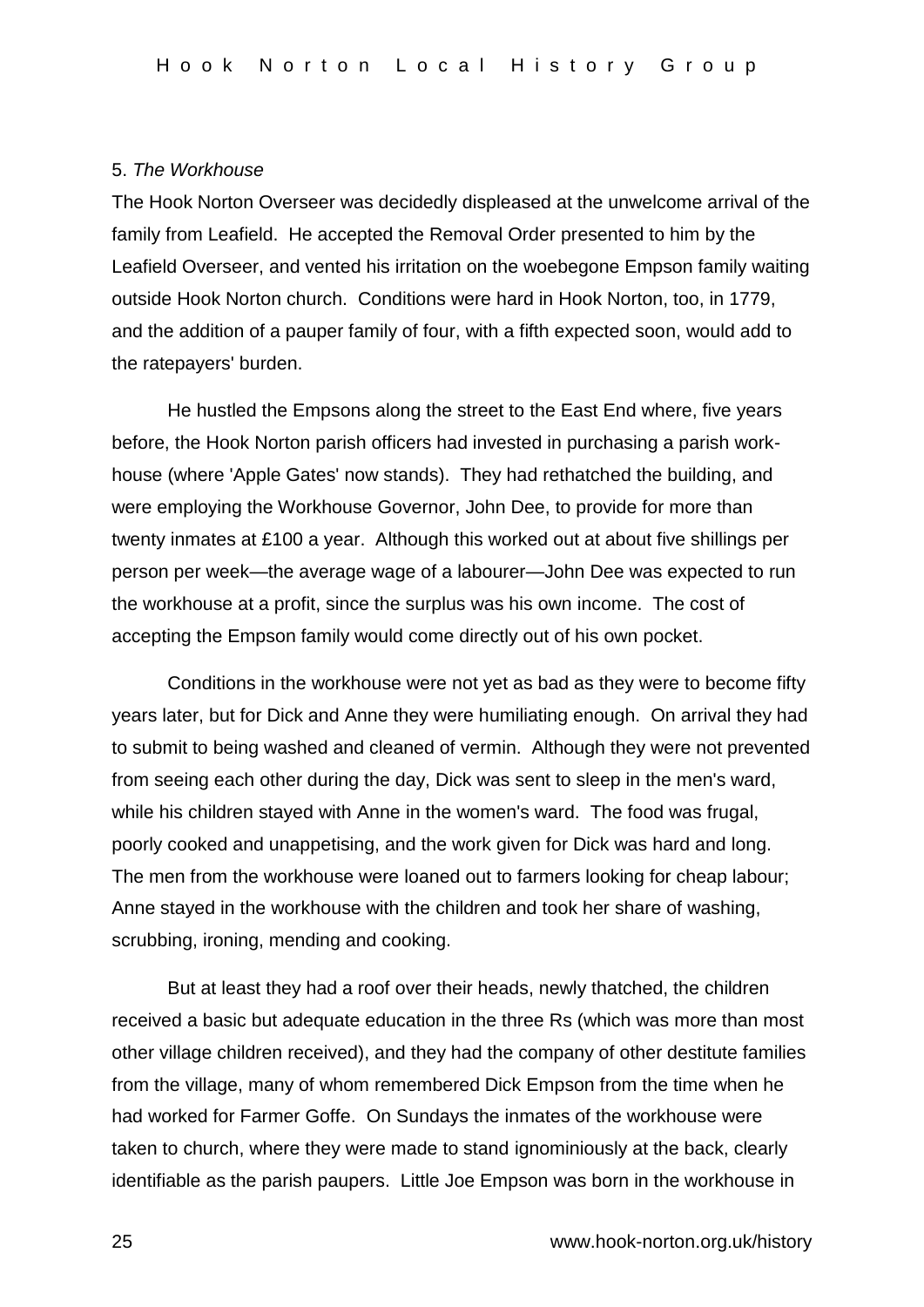## 5. *The Workhouse*

The Hook Norton Overseer was decidedly displeased at the unwelcome arrival of the family from Leafield. He accepted the Removal Order presented to him by the Leafield Overseer, and vented his irritation on the woebegone Empson family waiting outside Hook Norton church. Conditions were hard in Hook Norton, too, in 1779, and the addition of a pauper family of four, with a fifth expected soon, would add to the ratepayers' burden.

He hustled the Empsons along the street to the East End where, five years before, the Hook Norton parish officers had invested in purchasing a parish work-house (where 'Apple Gates' now stands). They had rethatched the building, and were employing the Workhouse Governor, John Dee, to provide for more than twenty inmates at £100 a year. Although this worked out at about five shillings per person per week—the average wage of a labourer—John Dee was expected to run the workhouse at a profit, since the surplus was his own income. The cost of accepting the Empson family would come directly out of his own pocket.

Conditions in the workhouse were not yet as bad as they were to become fifty years later, but for Dick and Anne they were humiliating enough. On arrival they had to submit to being washed and cleaned of vermin. Although they were not prevented from seeing each other during the day, Dick was sent to sleep in the men's ward, while his children stayed with Anne in the women's ward. The food was frugal, poorly cooked and unappetising, and the work given for Dick was hard and long. The men from the workhouse were loaned out to farmers looking for cheap labour; Anne stayed in the workhouse with the children and took her share of washing, scrubbing, ironing, mending and cooking.

But at least they had a roof over their heads, newly thatched, the children received a basic but adequate education in the three Rs (which was more than most other village children received), and they had the company of other destitute families from the village, many of whom remembered Dick Empson from the time when he had worked for Farmer Goffe. On Sundays the inmates of the workhouse were taken to church, where they were made to stand ignominiously at the back, clearly identifiable as the parish paupers. Little Joe Empson was born in the workhouse in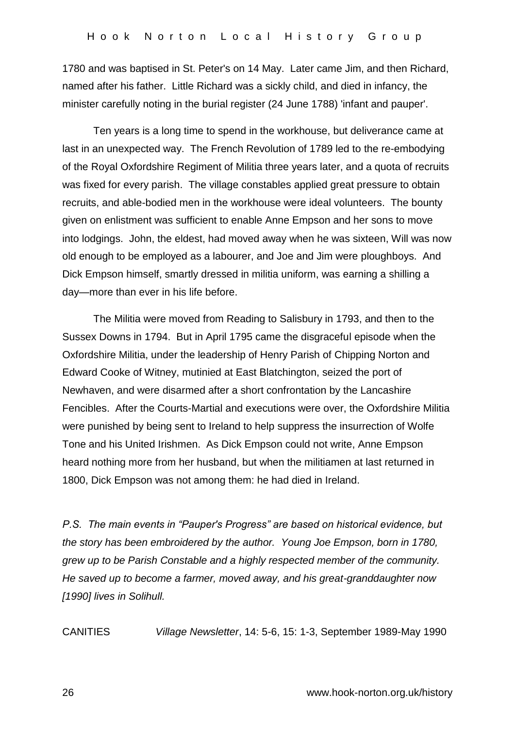1780 and was baptised in St. Peter's on 14 May. Later came Jim, and then Richard, named after his father. Little Richard was a sickly child, and died in infancy, the minister carefully noting in the burial register (24 June 1788) 'infant and pauper'.

Ten years is a long time to spend in the workhouse, but deliverance came at last in an unexpected way. The French Revolution of 1789 led to the re-embodying of the Royal Oxfordshire Regiment of Militia three years later, and a quota of recruits was fixed for every parish. The village constables applied great pressure to obtain recruits, and able-bodied men in the workhouse were ideal volunteers. The bounty given on enlistment was sufficient to enable Anne Empson and her sons to move into lodgings. John, the eldest, had moved away when he was sixteen, Will was now old enough to be employed as a labourer, and Joe and Jim were ploughboys. And Dick Empson himself, smartly dressed in militia uniform, was earning a shilling a day—more than ever in his life before.

The Militia were moved from Reading to Salisbury in 1793, and then to the Sussex Downs in 1794. But in April 1795 came the disgraceful episode when the Oxfordshire Militia, under the leadership of Henry Parish of Chipping Norton and Edward Cooke of Witney, mutinied at East Blatchington, seized the port of Newhaven, and were disarmed after a short confrontation by the Lancashire Fencibles. After the Courts-Martial and executions were over, the Oxfordshire Militia were punished by being sent to Ireland to help suppress the insurrection of Wolfe Tone and his United Irishmen. As Dick Empson could not write, Anne Empson heard nothing more from her husband, but when the militiamen at last returned in 1800, Dick Empson was not among them: he had died in Ireland.

*P.S. The main events in "Pauper's Progress" are based on historical evidence, but the story has been embroidered by the author. Young Joe Empson, born in 1780, grew up to be Parish Constable and a highly respected member of the community. He saved up to become a farmer, moved away, and his great-granddaughter now [1990] lives in Solihull.*

CANITIES *Village Newsletter*, 14: 5-6, 15: 1-3, September 1989-May 1990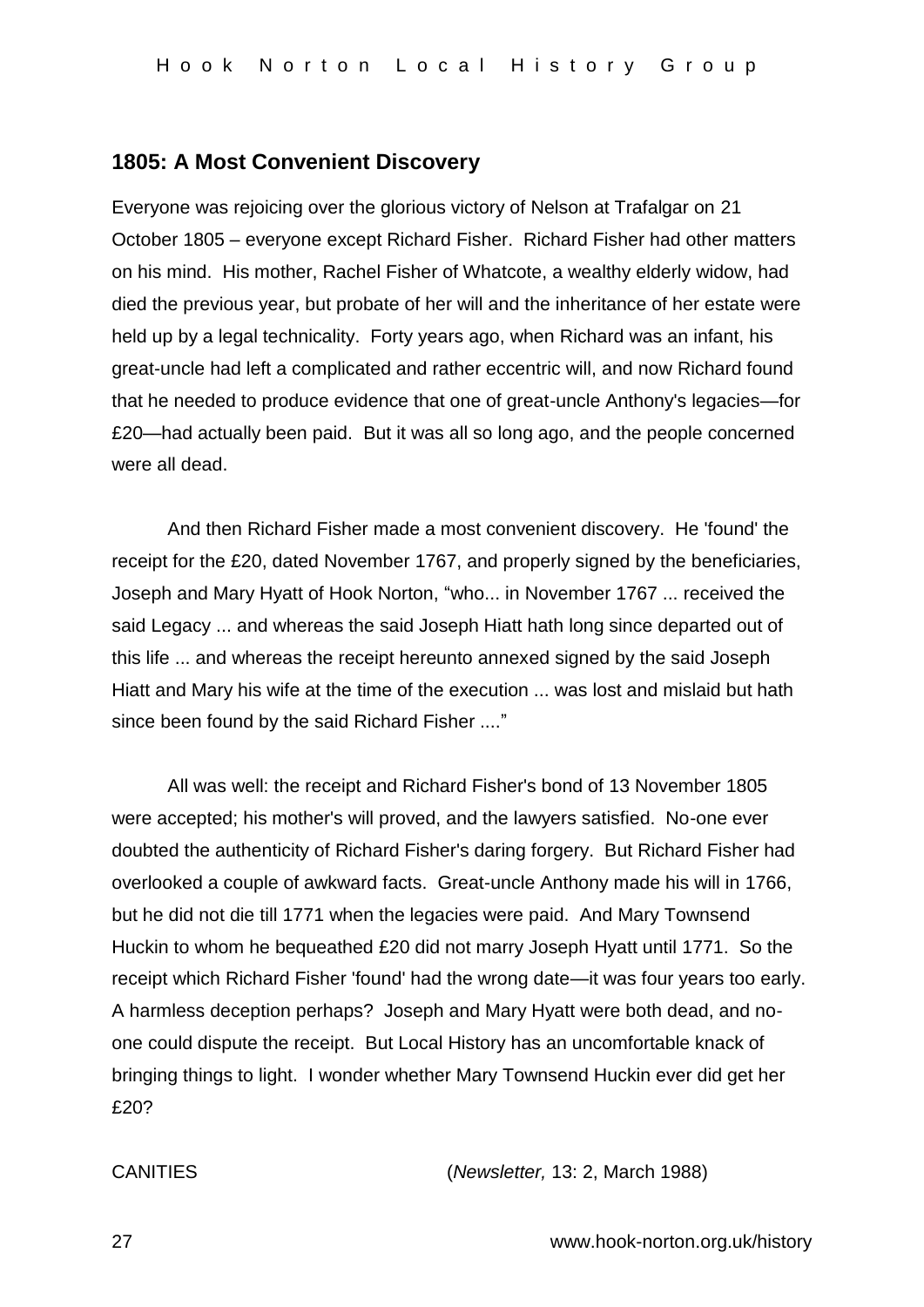## 1805: A Most Convenient Discovery

Everyone was rejoicing over the glorious victory of Nelson at Trafalgar on 21 October 1805 – everyone except Richard Fisher. Richard Fisher had other matters on his mind. His mother, Rachel Fisher of Whatcote, a wealthy elderly widow, had died the previous year, but probate of her will and the inheritance of her estate were held up by a legal technicality. Forty years ago, when Richard was an infant, his great-uncle had left a complicated and rather eccentric will, and now Richard found that he needed to produce evidence that one of great-uncle Anthony's legacies—for £20—had actually been paid. But it was all so long ago, and the people concerned were all dead.

And then Richard Fisher made a most convenient discovery. He 'found' the receipt for the £20, dated November 1767, and properly signed by the beneficiaries, Joseph and Mary Hyatt of Hook Norton, "who... in November 1767 ... received the said Legacy ... and whereas the said Joseph Hiatt hath long since departed out of this life ... and whereas the receipt hereunto annexed signed by the said Joseph Hiatt and Mary his wife at the time of the execution ... was lost and mislaid but hath since been found by the said Richard Fisher ...."

All was well: the receipt and Richard Fisher's bond of 13 November 1805 were accepted; his mother's will proved, and the lawyers satisfied. No-one ever doubted the authenticity of Richard Fisher's daring forgery. But Richard Fisher had overlooked a couple of awkward facts. Great-uncle Anthony made his will in 1766, but he did not die till 1771 when the legacies were paid. And Mary Townsend Huckin to whom he bequeathed £20 did not marry Joseph Hyatt until 1771. So the receipt which Richard Fisher 'found' had the wrong date—it was four years too early. A harmless deception perhaps? Joseph and Mary Hyatt were both dead, and no-one could dispute the receipt. But Local History has an uncomfortable knack of bringing things to light. I wonder whether Mary Townsend Huckin ever did get her £20?

CANITIES (*Newsletter,* 13: 2, March 1988)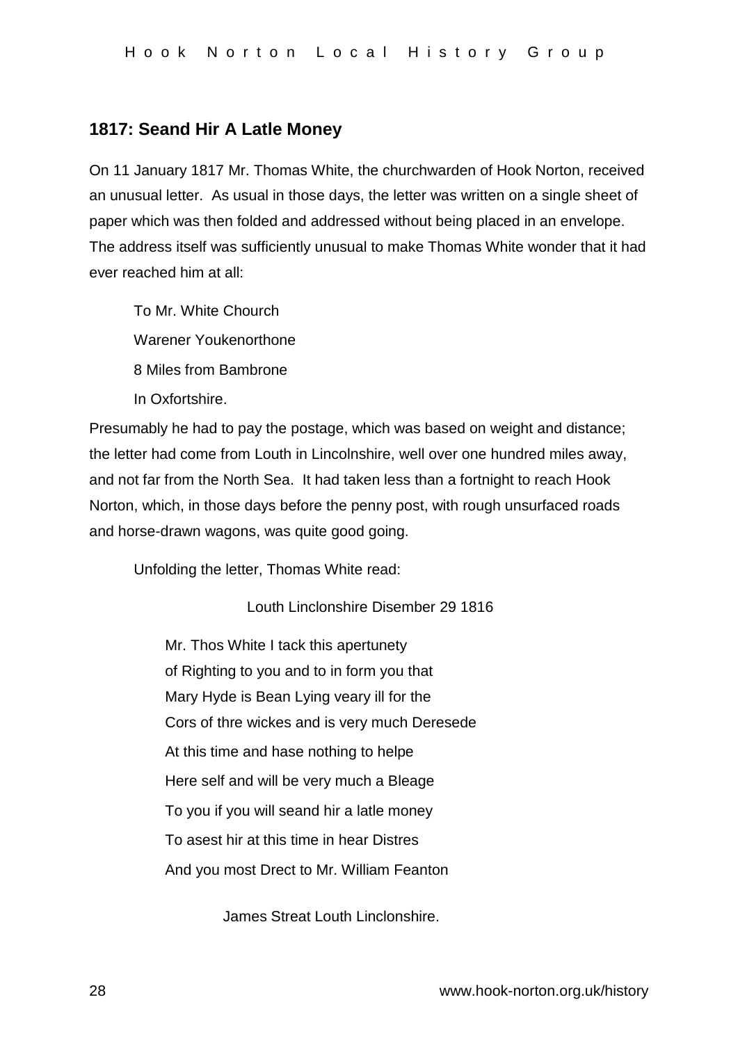## 1817: Seand Hir A Latle Money

On 11 January 1817 Mr. Thomas White, the churchwarden of Hook Norton, received an unusual letter. As usual in those days, the letter was written on a single sheet of paper which was then folded and addressed without being placed in an envelope. The address itself was sufficiently unusual to make Thomas White wonder that it had ever reached him at all:

> To Mr. White Chourch
>
> Warener Youkenorthone
>
> 8 Miles from Bambrone
>
> In Oxfortshire.

Presumably he had to pay the postage, which was based on weight and distance; the letter had come from Louth in Lincolnshire, well over one hundred miles away, and not far from the North Sea. It had taken less than a fortnight to reach Hook Norton, which, in those days before the penny post, with rough unsurfaced roads and horse-drawn wagons, was quite good going.

Unfolding the letter, Thomas White read:

> Louth Linclonshire Disember 29 1816
>
> Mr. Thos White I tack this apertunety
> of Righting to you and to in form you that
> Mary Hyde is Bean Lying veary ill for the
> Cors of thre wickes and is very much Deresede
> At this time and hase nothing to helpe
> Here self and will be very much a Bleage
> To you if you will seand hir a latle money
> To asest hir at this time in hear Distres
> And you most Drect to Mr. William Feanton
>
> James Streat Louth Linclonshire.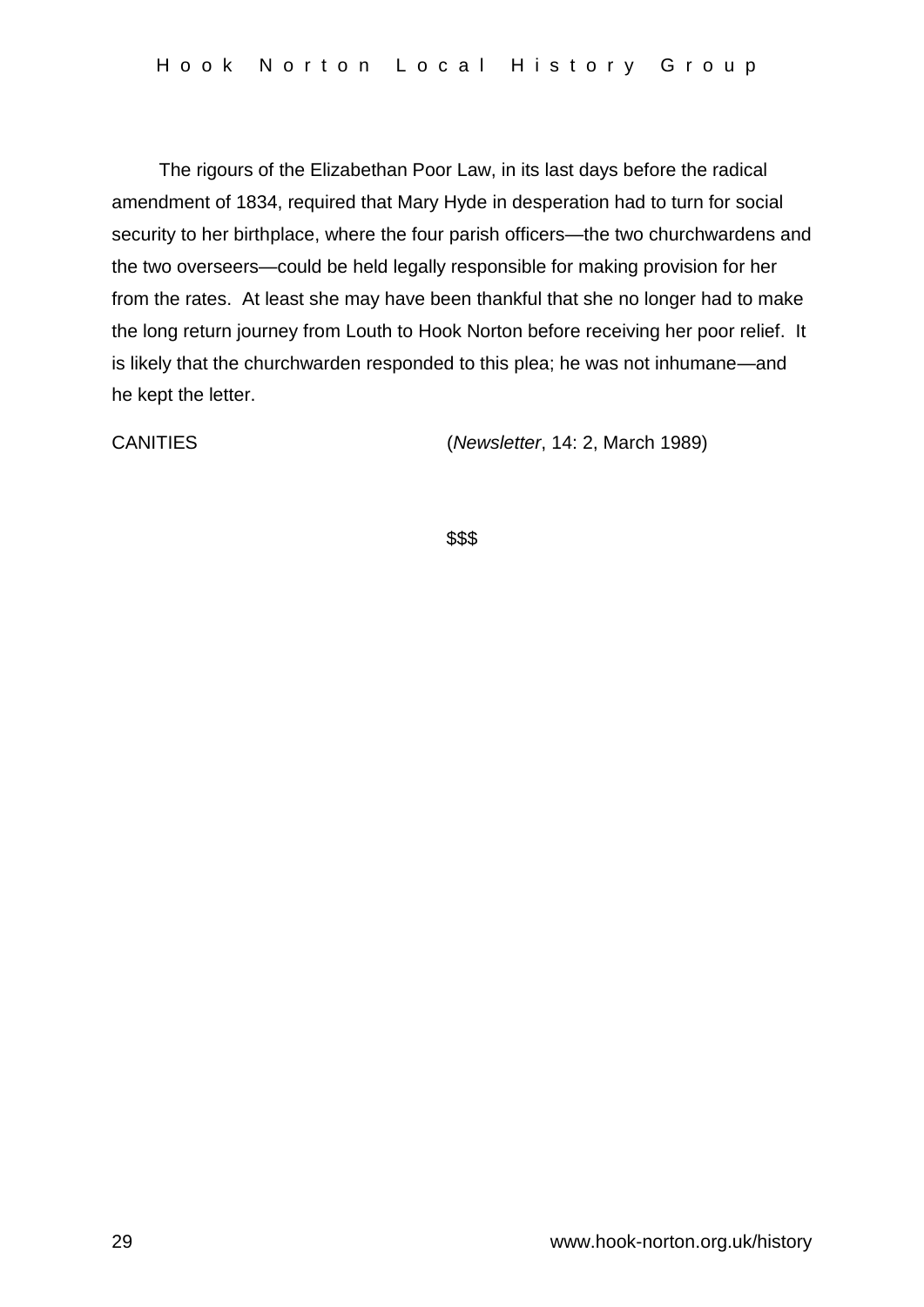The rigours of the Elizabethan Poor Law, in its last days before the radical amendment of 1834, required that Mary Hyde in desperation had to turn for social security to her birthplace, where the four parish officers—the two churchwardens and the two overseers—could be held legally responsible for making provision for her from the rates. At least she may have been thankful that she no longer had to make the long return journey from Louth to Hook Norton before receiving her poor relief. It is likely that the churchwarden responded to this plea; he was not inhumane—and he kept the letter.

CANITIES (*Newsletter*, 14: 2, March 1989)

$$$